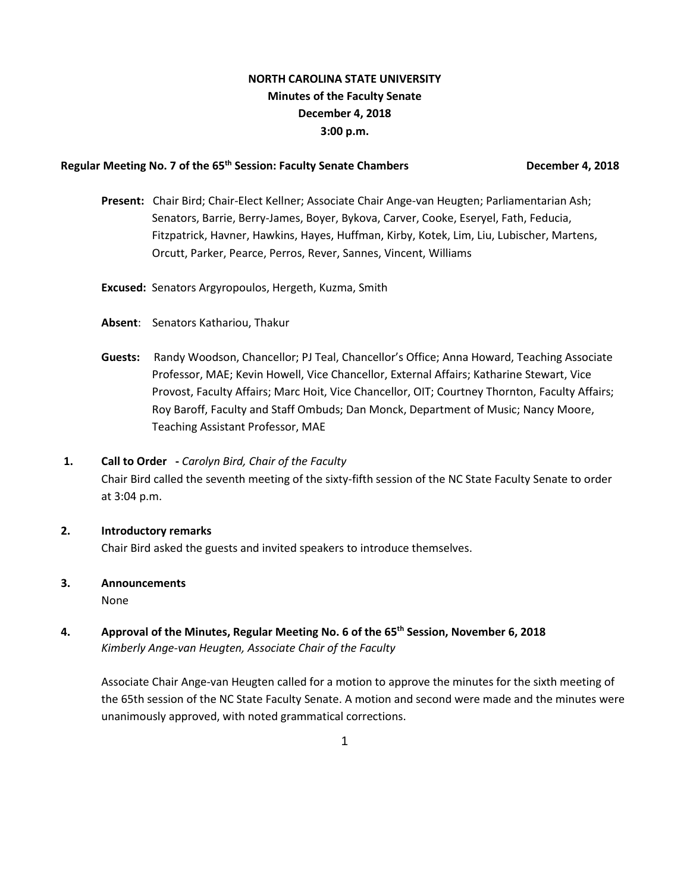**NORTH CAROLINA STATE UNIVERSITY**
**Minutes of the Faculty Senate**
**December 4, 2018**
**3:00 p.m.**

**Regular Meeting No. 7 of the 65th Session: Faculty Senate Chambers December 4, 2018**

**Present:** Chair Bird; Chair-Elect Kellner; Associate Chair Ange-van Heugten; Parliamentarian Ash; Senators, Barrie, Berry-James, Boyer, Bykova, Carver, Cooke, Eseryel, Fath, Feducia, Fitzpatrick, Havner, Hawkins, Hayes, Huffman, Kirby, Kotek, Lim, Liu, Lubischer, Martens, Orcutt, Parker, Pearce, Perros, Rever, Sannes, Vincent, Williams

**Excused:** Senators Argyropoulos, Hergeth, Kuzma, Smith

**Absent**: Senators Kathariou, Thakur

**Guests:** Randy Woodson, Chancellor; PJ Teal, Chancellor's Office; Anna Howard, Teaching Associate Professor, MAE; Kevin Howell, Vice Chancellor, External Affairs; Katharine Stewart, Vice Provost, Faculty Affairs; Marc Hoit, Vice Chancellor, OIT; Courtney Thornton, Faculty Affairs; Roy Baroff, Faculty and Staff Ombuds; Dan Monck, Department of Music; Nancy Moore, Teaching Assistant Professor, MAE

**1. Call to Order - *Carolyn Bird, Chair of the Faculty***

Chair Bird called the seventh meeting of the sixty-fifth session of the NC State Faculty Senate to order at 3:04 p.m.

**2. Introductory remarks**

Chair Bird asked the guests and invited speakers to introduce themselves.

**3. Announcements**

None

**4. Approval of the Minutes, Regular Meeting No. 6 of the 65th Session, November 6, 2018**

*Kimberly Ange-van Heugten, Associate Chair of the Faculty*

Associate Chair Ange-van Heugten called for a motion to approve the minutes for the sixth meeting of the 65th session of the NC State Faculty Senate. A motion and second were made and the minutes were unanimously approved, with noted grammatical corrections.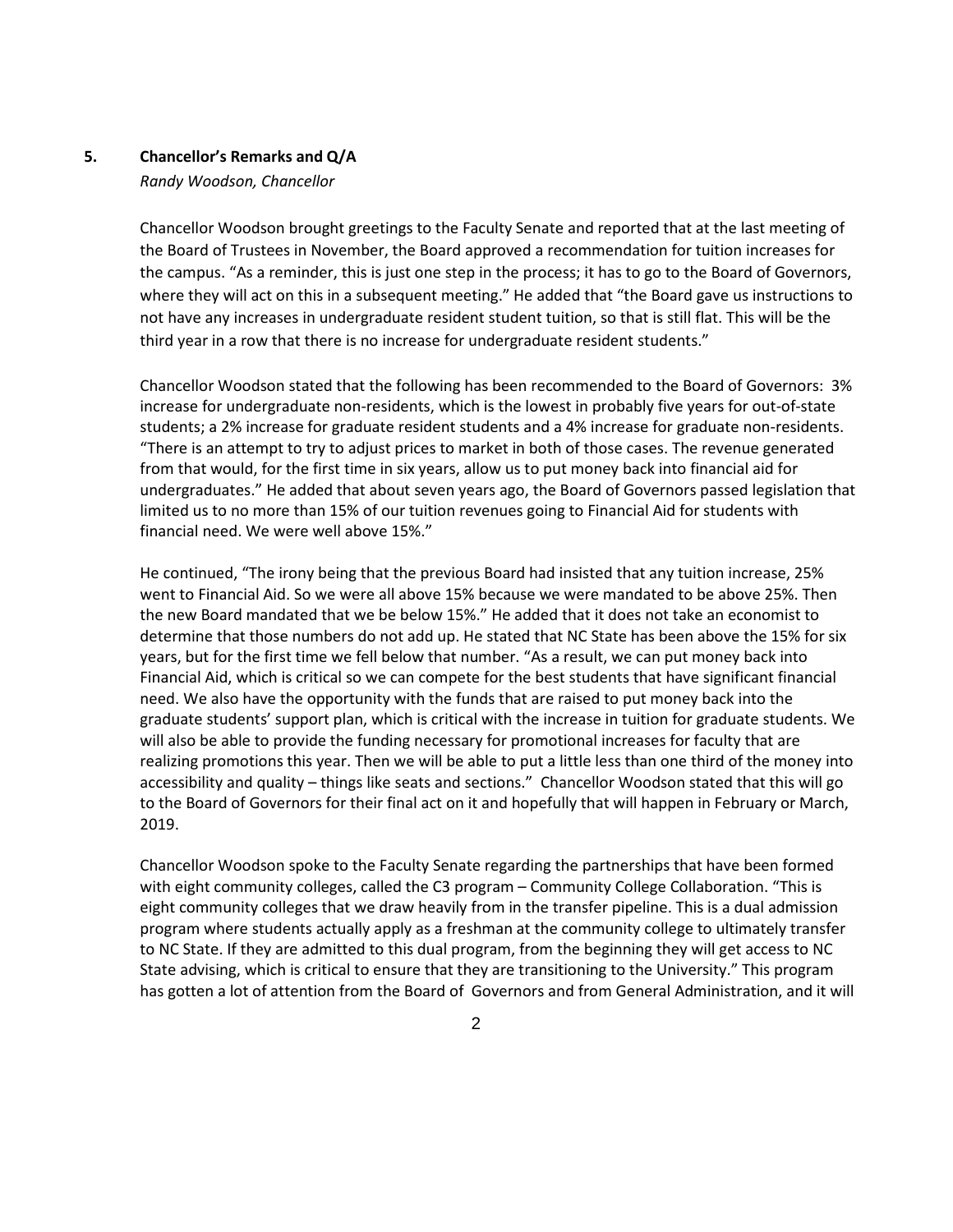**5. Chancellor's Remarks and Q/A**

*Randy Woodson, Chancellor*

Chancellor Woodson brought greetings to the Faculty Senate and reported that at the last meeting of the Board of Trustees in November, the Board approved a recommendation for tuition increases for the campus. "As a reminder, this is just one step in the process; it has to go to the Board of Governors, where they will act on this in a subsequent meeting." He added that "the Board gave us instructions to not have any increases in undergraduate resident student tuition, so that is still flat. This will be the third year in a row that there is no increase for undergraduate resident students."

Chancellor Woodson stated that the following has been recommended to the Board of Governors: 3% increase for undergraduate non-residents, which is the lowest in probably five years for out-of-state students; a 2% increase for graduate resident students and a 4% increase for graduate non-residents. "There is an attempt to try to adjust prices to market in both of those cases. The revenue generated from that would, for the first time in six years, allow us to put money back into financial aid for undergraduates." He added that about seven years ago, the Board of Governors passed legislation that limited us to no more than 15% of our tuition revenues going to Financial Aid for students with financial need. We were well above 15%."

He continued, "The irony being that the previous Board had insisted that any tuition increase, 25% went to Financial Aid. So we were all above 15% because we were mandated to be above 25%. Then the new Board mandated that we be below 15%." He added that it does not take an economist to determine that those numbers do not add up. He stated that NC State has been above the 15% for six years, but for the first time we fell below that number. "As a result, we can put money back into Financial Aid, which is critical so we can compete for the best students that have significant financial need. We also have the opportunity with the funds that are raised to put money back into the graduate students' support plan, which is critical with the increase in tuition for graduate students. We will also be able to provide the funding necessary for promotional increases for faculty that are realizing promotions this year. Then we will be able to put a little less than one third of the money into accessibility and quality – things like seats and sections." Chancellor Woodson stated that this will go to the Board of Governors for their final act on it and hopefully that will happen in February or March, 2019.

Chancellor Woodson spoke to the Faculty Senate regarding the partnerships that have been formed with eight community colleges, called the C3 program – Community College Collaboration. "This is eight community colleges that we draw heavily from in the transfer pipeline. This is a dual admission program where students actually apply as a freshman at the community college to ultimately transfer to NC State. If they are admitted to this dual program, from the beginning they will get access to NC State advising, which is critical to ensure that they are transitioning to the University." This program has gotten a lot of attention from the Board of Governors and from General Administration, and it will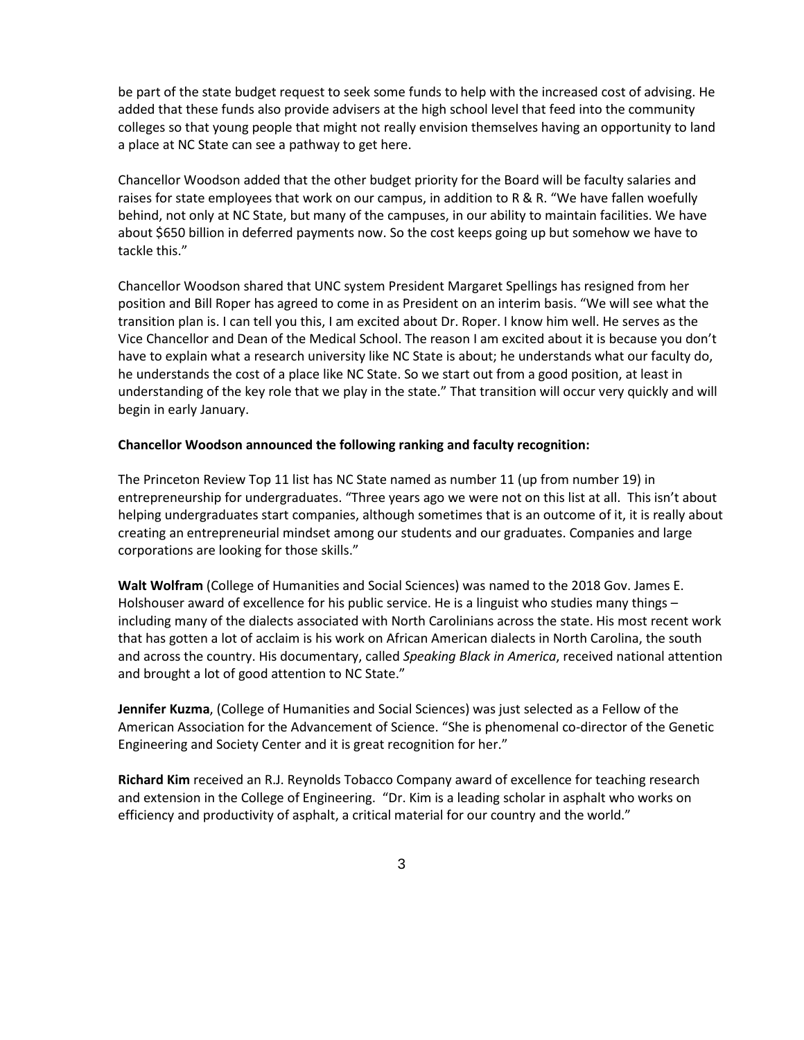be part of the state budget request to seek some funds to help with the increased cost of advising. He added that these funds also provide advisers at the high school level that feed into the community colleges so that young people that might not really envision themselves having an opportunity to land a place at NC State can see a pathway to get here.

Chancellor Woodson added that the other budget priority for the Board will be faculty salaries and raises for state employees that work on our campus, in addition to R & R. "We have fallen woefully behind, not only at NC State, but many of the campuses, in our ability to maintain facilities. We have about $650 billion in deferred payments now. So the cost keeps going up but somehow we have to tackle this."

Chancellor Woodson shared that UNC system President Margaret Spellings has resigned from her position and Bill Roper has agreed to come in as President on an interim basis. "We will see what the transition plan is. I can tell you this, I am excited about Dr. Roper. I know him well. He serves as the Vice Chancellor and Dean of the Medical School. The reason I am excited about it is because you don't have to explain what a research university like NC State is about; he understands what our faculty do, he understands the cost of a place like NC State. So we start out from a good position, at least in understanding of the key role that we play in the state." That transition will occur very quickly and will begin in early January.

**Chancellor Woodson announced the following ranking and faculty recognition:**

The Princeton Review Top 11 list has NC State named as number 11 (up from number 19) in entrepreneurship for undergraduates. "Three years ago we were not on this list at all. This isn't about helping undergraduates start companies, although sometimes that is an outcome of it, it is really about creating an entrepreneurial mindset among our students and our graduates. Companies and large corporations are looking for those skills."

**Walt Wolfram** (College of Humanities and Social Sciences) was named to the 2018 Gov. James E. Holshouser award of excellence for his public service. He is a linguist who studies many things – including many of the dialects associated with North Carolinians across the state. His most recent work that has gotten a lot of acclaim is his work on African American dialects in North Carolina, the south and across the country. His documentary, called *Speaking Black in America*, received national attention and brought a lot of good attention to NC State."

**Jennifer Kuzma**, (College of Humanities and Social Sciences) was just selected as a Fellow of the American Association for the Advancement of Science. "She is phenomenal co-director of the Genetic Engineering and Society Center and it is great recognition for her."

**Richard Kim** received an R.J. Reynolds Tobacco Company award of excellence for teaching research and extension in the College of Engineering. "Dr. Kim is a leading scholar in asphalt who works on efficiency and productivity of asphalt, a critical material for our country and the world."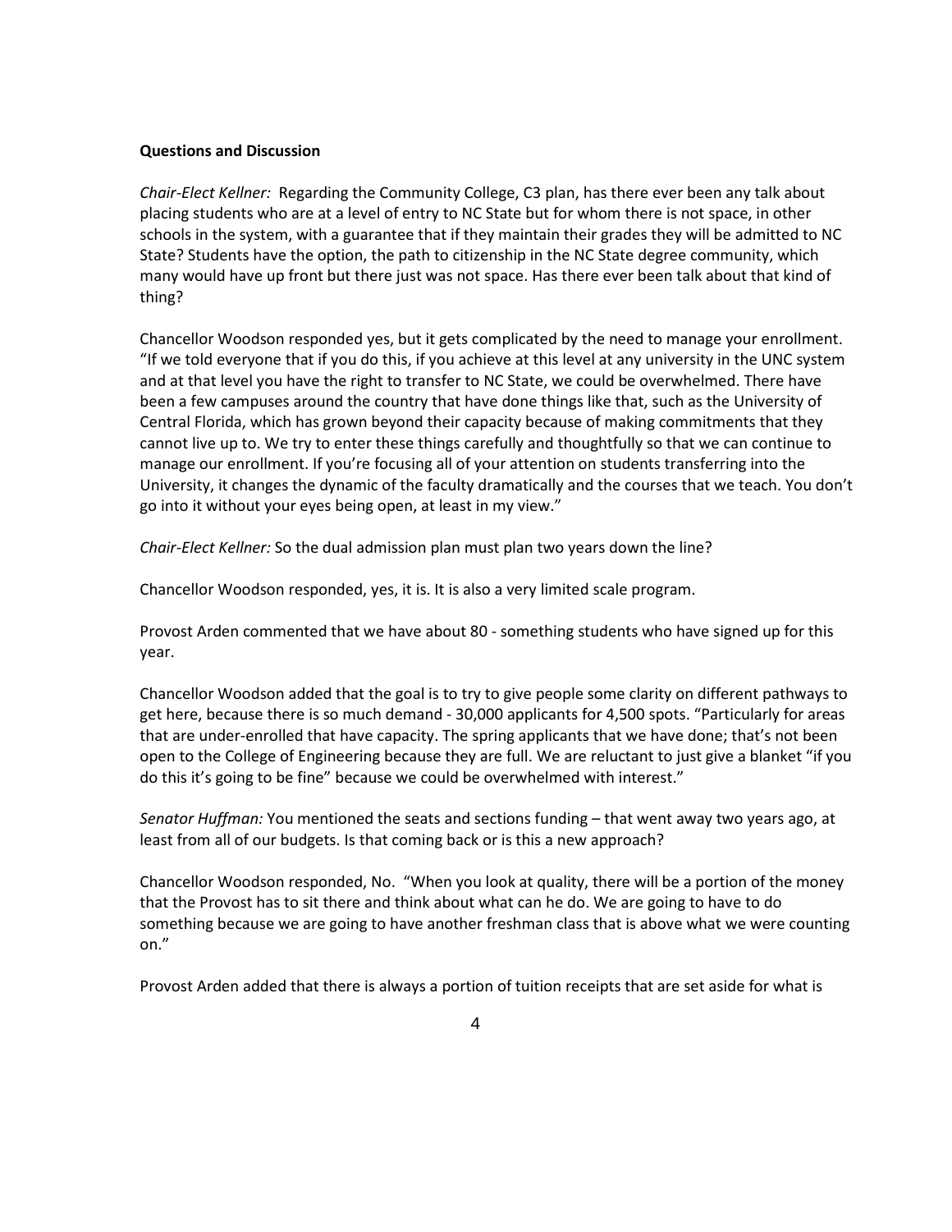**Questions and Discussion**

*Chair-Elect Kellner:* Regarding the Community College, C3 plan, has there ever been any talk about placing students who are at a level of entry to NC State but for whom there is not space, in other schools in the system, with a guarantee that if they maintain their grades they will be admitted to NC State? Students have the option, the path to citizenship in the NC State degree community, which many would have up front but there just was not space. Has there ever been talk about that kind of thing?

Chancellor Woodson responded yes, but it gets complicated by the need to manage your enrollment. "If we told everyone that if you do this, if you achieve at this level at any university in the UNC system and at that level you have the right to transfer to NC State, we could be overwhelmed. There have been a few campuses around the country that have done things like that, such as the University of Central Florida, which has grown beyond their capacity because of making commitments that they cannot live up to. We try to enter these things carefully and thoughtfully so that we can continue to manage our enrollment. If you're focusing all of your attention on students transferring into the University, it changes the dynamic of the faculty dramatically and the courses that we teach. You don't go into it without your eyes being open, at least in my view."

*Chair-Elect Kellner:* So the dual admission plan must plan two years down the line?

Chancellor Woodson responded, yes, it is. It is also a very limited scale program.

Provost Arden commented that we have about 80 - something students who have signed up for this year.

Chancellor Woodson added that the goal is to try to give people some clarity on different pathways to get here, because there is so much demand - 30,000 applicants for 4,500 spots. "Particularly for areas that are under-enrolled that have capacity. The spring applicants that we have done; that's not been open to the College of Engineering because they are full. We are reluctant to just give a blanket "if you do this it's going to be fine" because we could be overwhelmed with interest."

*Senator Huffman:* You mentioned the seats and sections funding – that went away two years ago, at least from all of our budgets. Is that coming back or is this a new approach?

Chancellor Woodson responded, No. "When you look at quality, there will be a portion of the money that the Provost has to sit there and think about what can he do. We are going to have to do something because we are going to have another freshman class that is above what we were counting on."

Provost Arden added that there is always a portion of tuition receipts that are set aside for what is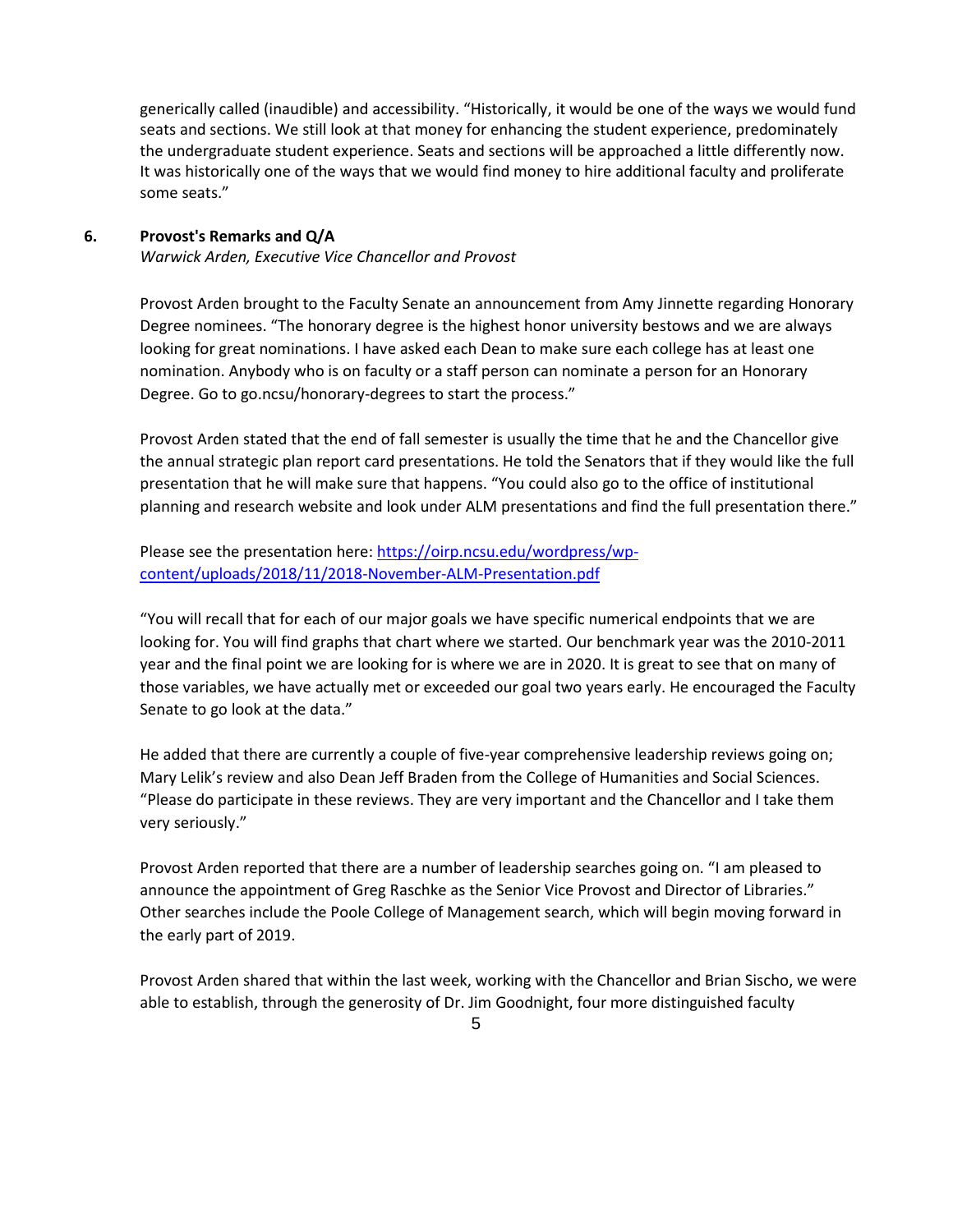generically called (inaudible) and accessibility. "Historically, it would be one of the ways we would fund seats and sections. We still look at that money for enhancing the student experience, predominately the undergraduate student experience. Seats and sections will be approached a little differently now. It was historically one of the ways that we would find money to hire additional faculty and proliferate some seats."

## 6. Provost's Remarks and Q/A

*Warwick Arden, Executive Vice Chancellor and Provost*

Provost Arden brought to the Faculty Senate an announcement from Amy Jinnette regarding Honorary Degree nominees. "The honorary degree is the highest honor university bestows and we are always looking for great nominations. I have asked each Dean to make sure each college has at least one nomination. Anybody who is on faculty or a staff person can nominate a person for an Honorary Degree. Go to go.ncsu/honorary-degrees to start the process."

Provost Arden stated that the end of fall semester is usually the time that he and the Chancellor give the annual strategic plan report card presentations. He told the Senators that if they would like the full presentation that he will make sure that happens. "You could also go to the office of institutional planning and research website and look under ALM presentations and find the full presentation there."

Please see the presentation here: [https://oirp.ncsu.edu/wordpress/wp-content/uploads/2018/11/2018-November-ALM-Presentation.pdf](https://oirp.ncsu.edu/wordpress/wp-content/uploads/2018/11/2018-November-ALM-Presentation.pdf)

"You will recall that for each of our major goals we have specific numerical endpoints that we are looking for. You will find graphs that chart where we started. Our benchmark year was the 2010-2011 year and the final point we are looking for is where we are in 2020. It is great to see that on many of those variables, we have actually met or exceeded our goal two years early. He encouraged the Faculty Senate to go look at the data."

He added that there are currently a couple of five-year comprehensive leadership reviews going on; Mary Lelik's review and also Dean Jeff Braden from the College of Humanities and Social Sciences. "Please do participate in these reviews. They are very important and the Chancellor and I take them very seriously."

Provost Arden reported that there are a number of leadership searches going on. "I am pleased to announce the appointment of Greg Raschke as the Senior Vice Provost and Director of Libraries." Other searches include the Poole College of Management search, which will begin moving forward in the early part of 2019.

Provost Arden shared that within the last week, working with the Chancellor and Brian Sischo, we were able to establish, through the generosity of Dr. Jim Goodnight, four more distinguished faculty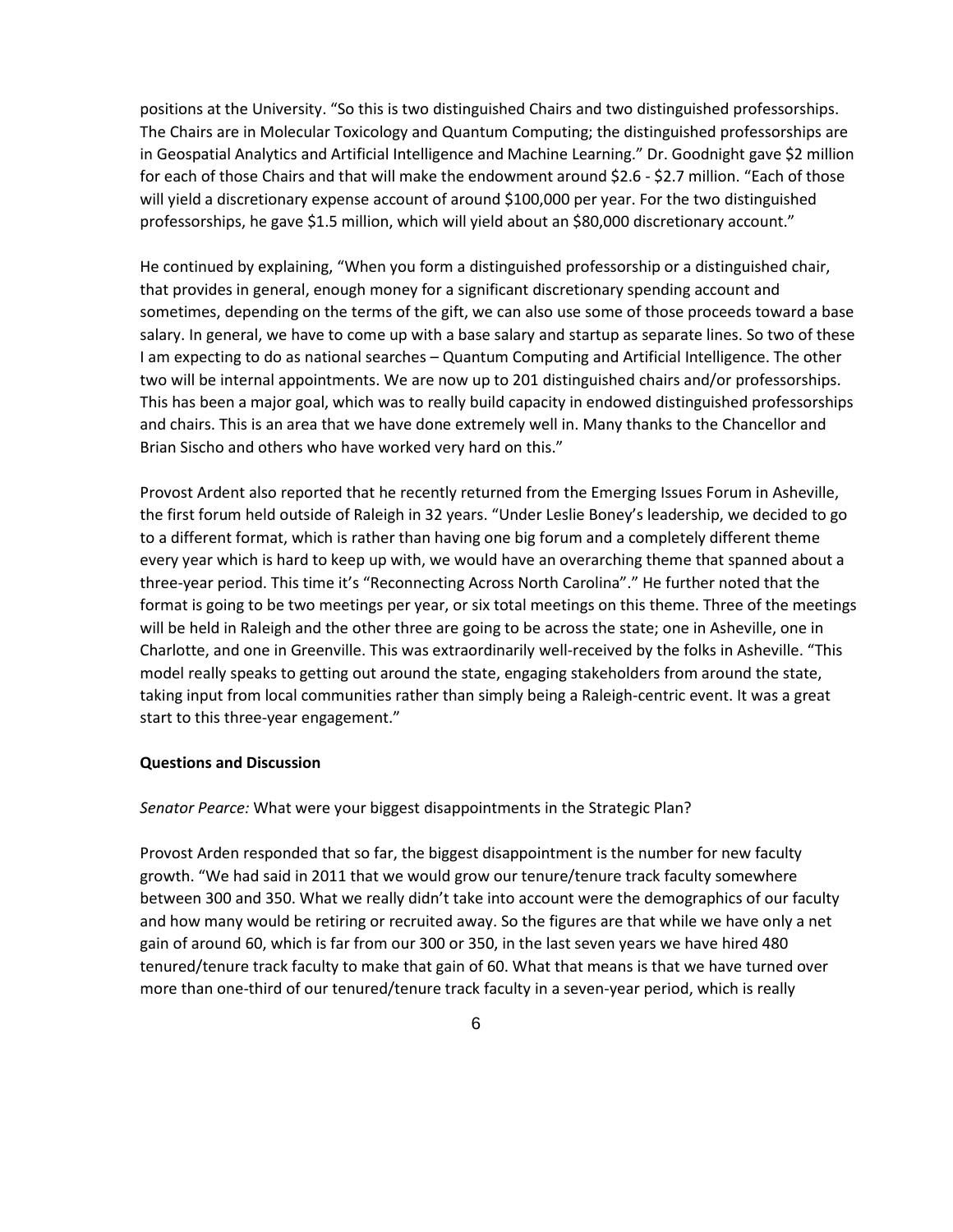positions at the University. "So this is two distinguished Chairs and two distinguished professorships. The Chairs are in Molecular Toxicology and Quantum Computing; the distinguished professorships are in Geospatial Analytics and Artificial Intelligence and Machine Learning." Dr. Goodnight gave $2 million for each of those Chairs and that will make the endowment around $2.6 - $2.7 million. "Each of those will yield a discretionary expense account of around $100,000 per year. For the two distinguished professorships, he gave $1.5 million, which will yield about an $80,000 discretionary account."

He continued by explaining, "When you form a distinguished professorship or a distinguished chair, that provides in general, enough money for a significant discretionary spending account and sometimes, depending on the terms of the gift, we can also use some of those proceeds toward a base salary. In general, we have to come up with a base salary and startup as separate lines. So two of these I am expecting to do as national searches – Quantum Computing and Artificial Intelligence. The other two will be internal appointments. We are now up to 201 distinguished chairs and/or professorships. This has been a major goal, which was to really build capacity in endowed distinguished professorships and chairs. This is an area that we have done extremely well in. Many thanks to the Chancellor and Brian Sischo and others who have worked very hard on this."

Provost Ardent also reported that he recently returned from the Emerging Issues Forum in Asheville, the first forum held outside of Raleigh in 32 years. "Under Leslie Boney's leadership, we decided to go to a different format, which is rather than having one big forum and a completely different theme every year which is hard to keep up with, we would have an overarching theme that spanned about a three-year period. This time it's "Reconnecting Across North Carolina"." He further noted that the format is going to be two meetings per year, or six total meetings on this theme. Three of the meetings will be held in Raleigh and the other three are going to be across the state; one in Asheville, one in Charlotte, and one in Greenville. This was extraordinarily well-received by the folks in Asheville. "This model really speaks to getting out around the state, engaging stakeholders from around the state, taking input from local communities rather than simply being a Raleigh-centric event. It was a great start to this three-year engagement."

**Questions and Discussion**

*Senator Pearce:* What were your biggest disappointments in the Strategic Plan?

Provost Arden responded that so far, the biggest disappointment is the number for new faculty growth. "We had said in 2011 that we would grow our tenure/tenure track faculty somewhere between 300 and 350. What we really didn't take into account were the demographics of our faculty and how many would be retiring or recruited away. So the figures are that while we have only a net gain of around 60, which is far from our 300 or 350, in the last seven years we have hired 480 tenured/tenure track faculty to make that gain of 60. What that means is that we have turned over more than one-third of our tenured/tenure track faculty in a seven-year period, which is really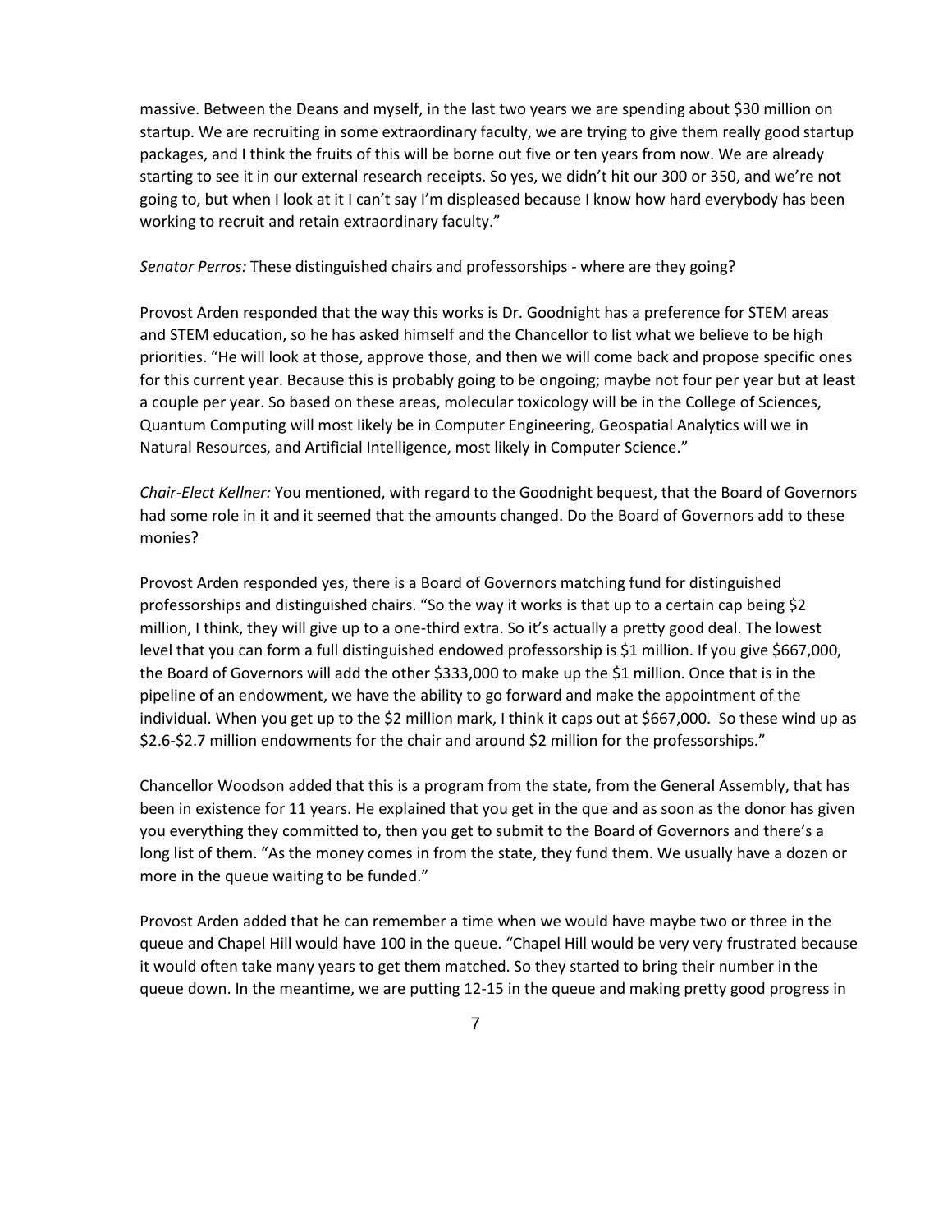massive. Between the Deans and myself, in the last two years we are spending about $30 million on startup. We are recruiting in some extraordinary faculty, we are trying to give them really good startup packages, and I think the fruits of this will be borne out five or ten years from now. We are already starting to see it in our external research receipts. So yes, we didn't hit our 300 or 350, and we're not going to, but when I look at it I can't say I'm displeased because I know how hard everybody has been working to recruit and retain extraordinary faculty."

*Senator Perros:* These distinguished chairs and professorships - where are they going?

Provost Arden responded that the way this works is Dr. Goodnight has a preference for STEM areas and STEM education, so he has asked himself and the Chancellor to list what we believe to be high priorities. "He will look at those, approve those, and then we will come back and propose specific ones for this current year. Because this is probably going to be ongoing; maybe not four per year but at least a couple per year. So based on these areas, molecular toxicology will be in the College of Sciences, Quantum Computing will most likely be in Computer Engineering, Geospatial Analytics will we in Natural Resources, and Artificial Intelligence, most likely in Computer Science."

*Chair-Elect Kellner:* You mentioned, with regard to the Goodnight bequest, that the Board of Governors had some role in it and it seemed that the amounts changed. Do the Board of Governors add to these monies?

Provost Arden responded yes, there is a Board of Governors matching fund for distinguished professorships and distinguished chairs. "So the way it works is that up to a certain cap being $2 million, I think, they will give up to a one-third extra. So it's actually a pretty good deal. The lowest level that you can form a full distinguished endowed professorship is $1 million. If you give $667,000, the Board of Governors will add the other $333,000 to make up the $1 million. Once that is in the pipeline of an endowment, we have the ability to go forward and make the appointment of the individual. When you get up to the $2 million mark, I think it caps out at $667,000. So these wind up as $2.6-$2.7 million endowments for the chair and around $2 million for the professorships."

Chancellor Woodson added that this is a program from the state, from the General Assembly, that has been in existence for 11 years. He explained that you get in the que and as soon as the donor has given you everything they committed to, then you get to submit to the Board of Governors and there's a long list of them. "As the money comes in from the state, they fund them. We usually have a dozen or more in the queue waiting to be funded."

Provost Arden added that he can remember a time when we would have maybe two or three in the queue and Chapel Hill would have 100 in the queue. "Chapel Hill would be very very frustrated because it would often take many years to get them matched. So they started to bring their number in the queue down. In the meantime, we are putting 12-15 in the queue and making pretty good progress in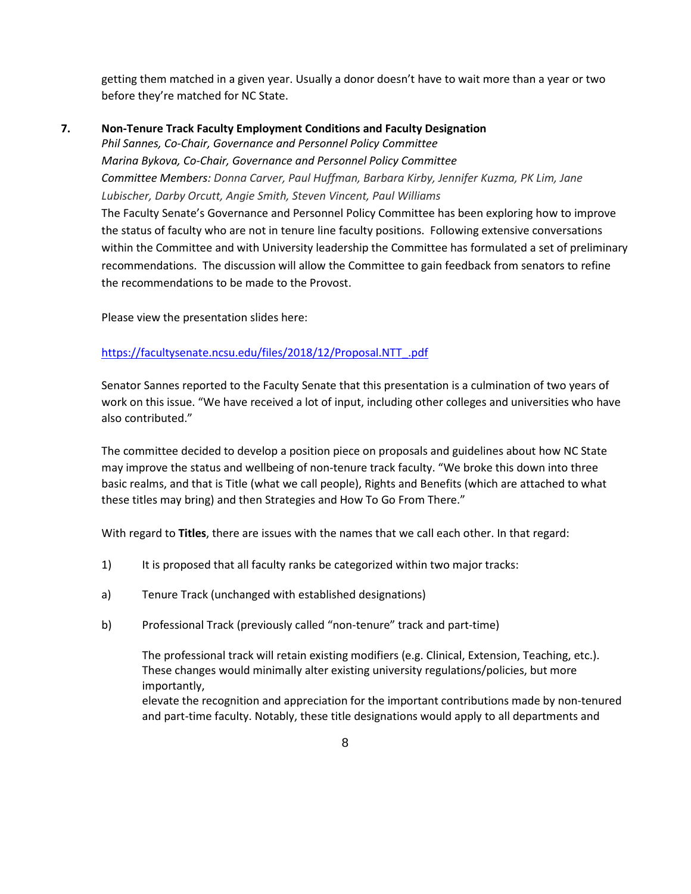getting them matched in a given year. Usually a donor doesn't have to wait more than a year or two before they're matched for NC State.

**7. Non-Tenure Track Faculty Employment Conditions and Faculty Designation**

*Phil Sannes, Co-Chair, Governance and Personnel Policy Committee*
*Marina Bykova, Co-Chair, Governance and Personnel Policy Committee*
*Committee Members: Donna Carver, Paul Huffman, Barbara Kirby, Jennifer Kuzma, PK Lim, Jane Lubischer, Darby Orcutt, Angie Smith, Steven Vincent, Paul Williams*

The Faculty Senate's Governance and Personnel Policy Committee has been exploring how to improve the status of faculty who are not in tenure line faculty positions. Following extensive conversations within the Committee and with University leadership the Committee has formulated a set of preliminary recommendations. The discussion will allow the Committee to gain feedback from senators to refine the recommendations to be made to the Provost.

Please view the presentation slides here:

https://facultysenate.ncsu.edu/files/2018/12/Proposal.NTT_.pdf

Senator Sannes reported to the Faculty Senate that this presentation is a culmination of two years of work on this issue. "We have received a lot of input, including other colleges and universities who have also contributed."

The committee decided to develop a position piece on proposals and guidelines about how NC State may improve the status and wellbeing of non-tenure track faculty. "We broke this down into three basic realms, and that is Title (what we call people), Rights and Benefits (which are attached to what these titles may bring) and then Strategies and How To Go From There."

With regard to **Titles**, there are issues with the names that we call each other. In that regard:

1) It is proposed that all faculty ranks be categorized within two major tracks:

a) Tenure Track (unchanged with established designations)

b) Professional Track (previously called "non-tenure" track and part-time)

The professional track will retain existing modifiers (e.g. Clinical, Extension, Teaching, etc.). These changes would minimally alter existing university regulations/policies, but more importantly, elevate the recognition and appreciation for the important contributions made by non-tenured and part-time faculty. Notably, these title designations would apply to all departments and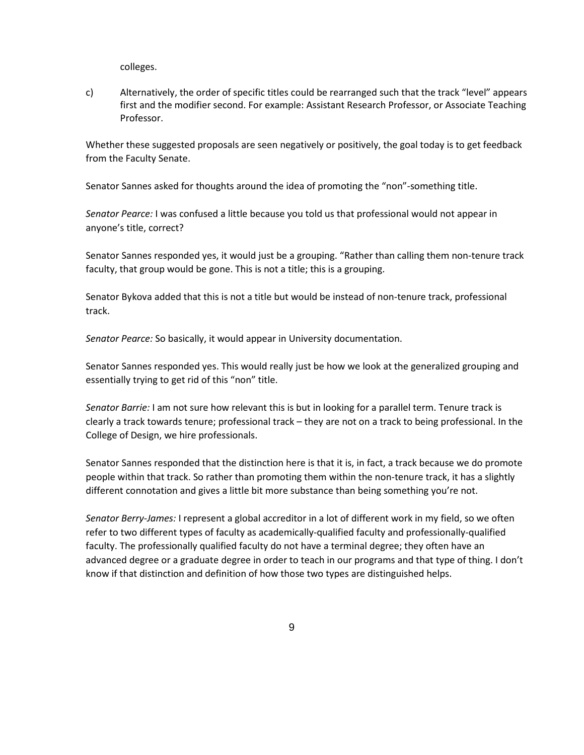colleges.

c) Alternatively, the order of specific titles could be rearranged such that the track "level" appears first and the modifier second. For example: Assistant Research Professor, or Associate Teaching Professor.

Whether these suggested proposals are seen negatively or positively, the goal today is to get feedback from the Faculty Senate.

Senator Sannes asked for thoughts around the idea of promoting the "non"-something title.

*Senator Pearce:* I was confused a little because you told us that professional would not appear in anyone's title, correct?

Senator Sannes responded yes, it would just be a grouping. "Rather than calling them non-tenure track faculty, that group would be gone. This is not a title; this is a grouping.

Senator Bykova added that this is not a title but would be instead of non-tenure track, professional track.

*Senator Pearce:* So basically, it would appear in University documentation.

Senator Sannes responded yes. This would really just be how we look at the generalized grouping and essentially trying to get rid of this "non" title.

*Senator Barrie:* I am not sure how relevant this is but in looking for a parallel term. Tenure track is clearly a track towards tenure; professional track – they are not on a track to being professional. In the College of Design, we hire professionals.

Senator Sannes responded that the distinction here is that it is, in fact, a track because we do promote people within that track. So rather than promoting them within the non-tenure track, it has a slightly different connotation and gives a little bit more substance than being something you're not.

*Senator Berry-James:* I represent a global accreditor in a lot of different work in my field, so we often refer to two different types of faculty as academically-qualified faculty and professionally-qualified faculty. The professionally qualified faculty do not have a terminal degree; they often have an advanced degree or a graduate degree in order to teach in our programs and that type of thing. I don't know if that distinction and definition of how those two types are distinguished helps.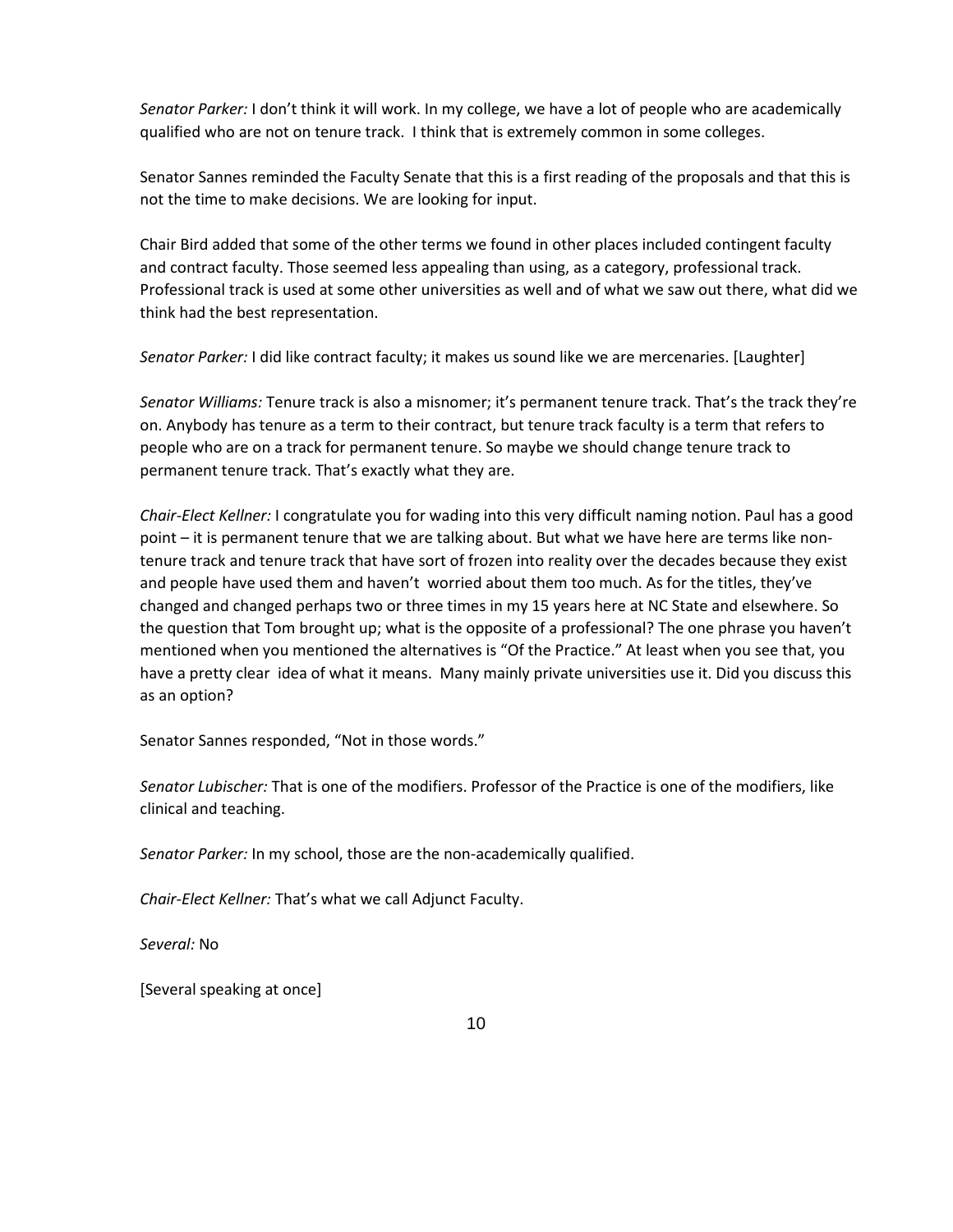*Senator Parker:* I don't think it will work. In my college, we have a lot of people who are academically qualified who are not on tenure track. I think that is extremely common in some colleges.

Senator Sannes reminded the Faculty Senate that this is a first reading of the proposals and that this is not the time to make decisions. We are looking for input.

Chair Bird added that some of the other terms we found in other places included contingent faculty and contract faculty. Those seemed less appealing than using, as a category, professional track. Professional track is used at some other universities as well and of what we saw out there, what did we think had the best representation.

*Senator Parker:* I did like contract faculty; it makes us sound like we are mercenaries. [Laughter]

*Senator Williams:* Tenure track is also a misnomer; it's permanent tenure track. That's the track they're on. Anybody has tenure as a term to their contract, but tenure track faculty is a term that refers to people who are on a track for permanent tenure. So maybe we should change tenure track to permanent tenure track. That's exactly what they are.

*Chair-Elect Kellner:* I congratulate you for wading into this very difficult naming notion. Paul has a good point – it is permanent tenure that we are talking about. But what we have here are terms like non-tenure track and tenure track that have sort of frozen into reality over the decades because they exist and people have used them and haven't worried about them too much. As for the titles, they've changed and changed perhaps two or three times in my 15 years here at NC State and elsewhere. So the question that Tom brought up; what is the opposite of a professional? The one phrase you haven't mentioned when you mentioned the alternatives is "Of the Practice." At least when you see that, you have a pretty clear idea of what it means. Many mainly private universities use it. Did you discuss this as an option?

Senator Sannes responded, "Not in those words."

*Senator Lubischer:* That is one of the modifiers. Professor of the Practice is one of the modifiers, like clinical and teaching.

*Senator Parker:* In my school, those are the non-academically qualified.

*Chair-Elect Kellner:* That's what we call Adjunct Faculty.

*Several:* No

[Several speaking at once]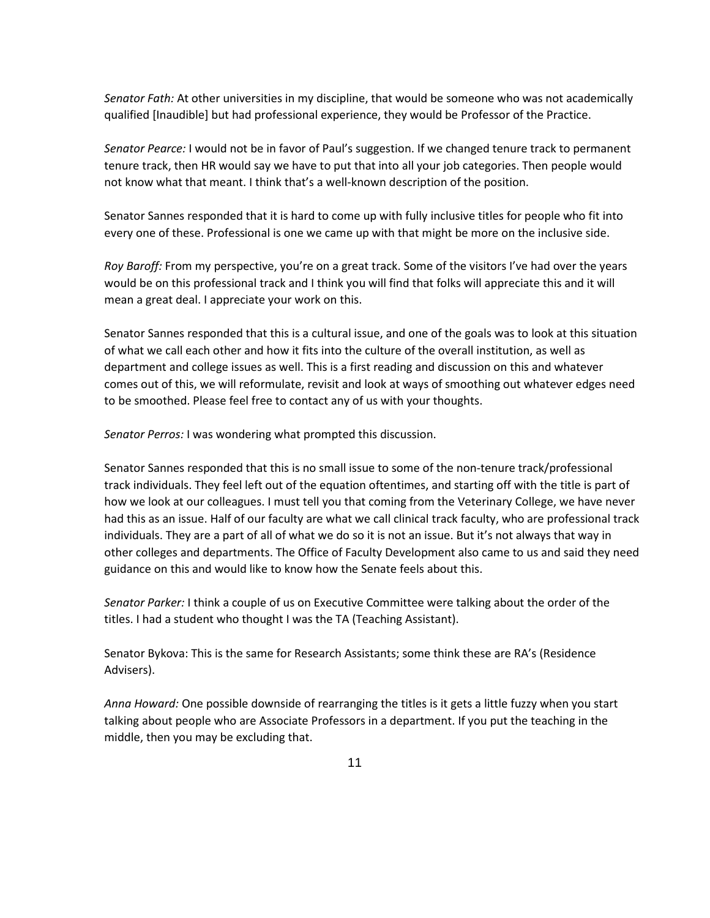*Senator Fath:* At other universities in my discipline, that would be someone who was not academically qualified [Inaudible] but had professional experience, they would be Professor of the Practice.

*Senator Pearce:* I would not be in favor of Paul's suggestion. If we changed tenure track to permanent tenure track, then HR would say we have to put that into all your job categories. Then people would not know what that meant. I think that's a well-known description of the position.

Senator Sannes responded that it is hard to come up with fully inclusive titles for people who fit into every one of these. Professional is one we came up with that might be more on the inclusive side.

*Roy Baroff:* From my perspective, you're on a great track. Some of the visitors I've had over the years would be on this professional track and I think you will find that folks will appreciate this and it will mean a great deal. I appreciate your work on this.

Senator Sannes responded that this is a cultural issue, and one of the goals was to look at this situation of what we call each other and how it fits into the culture of the overall institution, as well as department and college issues as well. This is a first reading and discussion on this and whatever comes out of this, we will reformulate, revisit and look at ways of smoothing out whatever edges need to be smoothed. Please feel free to contact any of us with your thoughts.

*Senator Perros:* I was wondering what prompted this discussion.

Senator Sannes responded that this is no small issue to some of the non-tenure track/professional track individuals. They feel left out of the equation oftentimes, and starting off with the title is part of how we look at our colleagues. I must tell you that coming from the Veterinary College, we have never had this as an issue. Half of our faculty are what we call clinical track faculty, who are professional track individuals. They are a part of all of what we do so it is not an issue. But it's not always that way in other colleges and departments. The Office of Faculty Development also came to us and said they need guidance on this and would like to know how the Senate feels about this.

*Senator Parker:* I think a couple of us on Executive Committee were talking about the order of the titles. I had a student who thought I was the TA (Teaching Assistant).

Senator Bykova: This is the same for Research Assistants; some think these are RA's (Residence Advisers).

*Anna Howard:* One possible downside of rearranging the titles is it gets a little fuzzy when you start talking about people who are Associate Professors in a department. If you put the teaching in the middle, then you may be excluding that.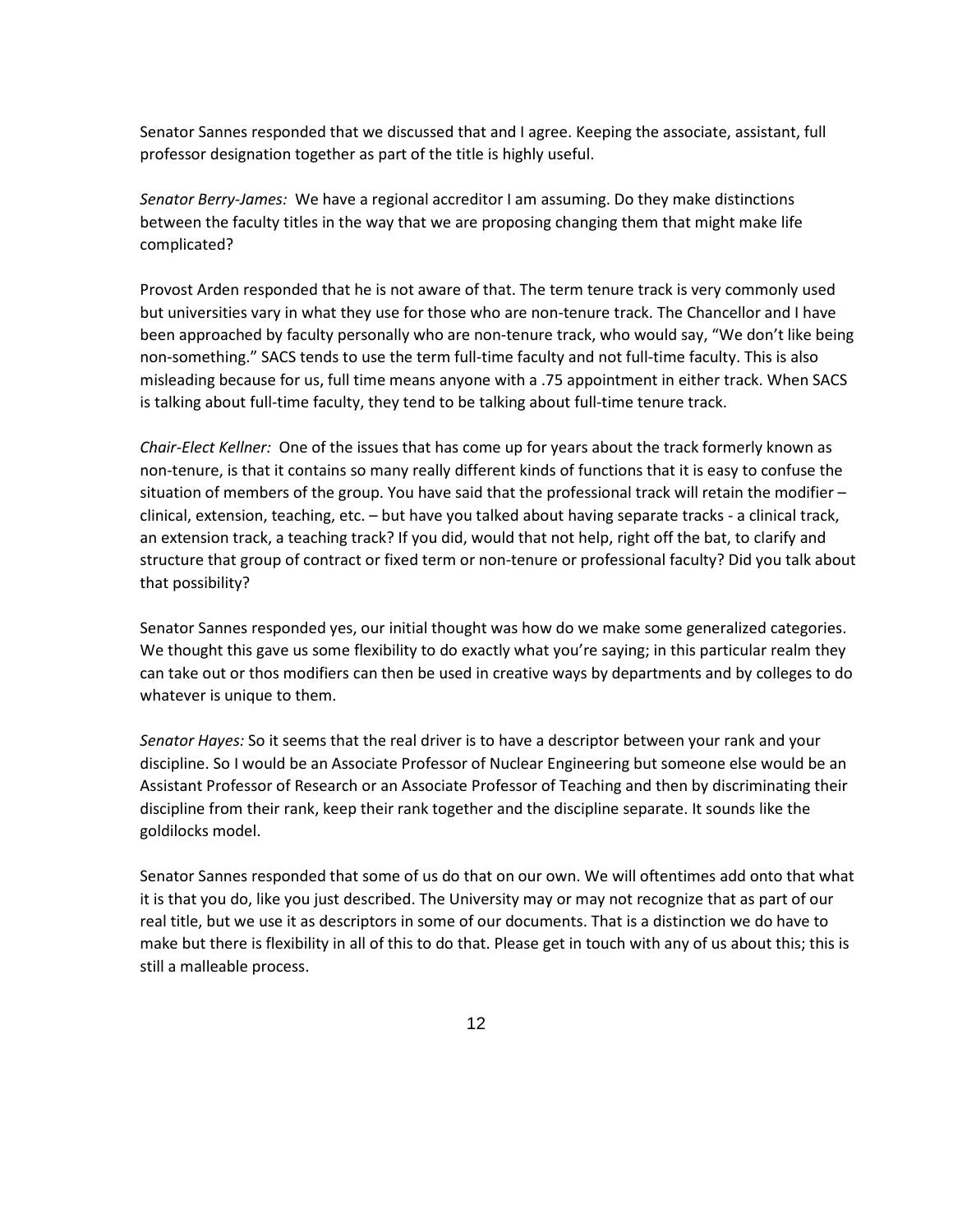Senator Sannes responded that we discussed that and I agree. Keeping the associate, assistant, full professor designation together as part of the title is highly useful.

*Senator Berry-James:* We have a regional accreditor I am assuming. Do they make distinctions between the faculty titles in the way that we are proposing changing them that might make life complicated?

Provost Arden responded that he is not aware of that. The term tenure track is very commonly used but universities vary in what they use for those who are non-tenure track. The Chancellor and I have been approached by faculty personally who are non-tenure track, who would say, "We don't like being non-something." SACS tends to use the term full-time faculty and not full-time faculty. This is also misleading because for us, full time means anyone with a .75 appointment in either track. When SACS is talking about full-time faculty, they tend to be talking about full-time tenure track.

*Chair-Elect Kellner:* One of the issues that has come up for years about the track formerly known as non-tenure, is that it contains so many really different kinds of functions that it is easy to confuse the situation of members of the group. You have said that the professional track will retain the modifier – clinical, extension, teaching, etc. – but have you talked about having separate tracks - a clinical track, an extension track, a teaching track? If you did, would that not help, right off the bat, to clarify and structure that group of contract or fixed term or non-tenure or professional faculty? Did you talk about that possibility?

Senator Sannes responded yes, our initial thought was how do we make some generalized categories. We thought this gave us some flexibility to do exactly what you're saying; in this particular realm they can take out or thos modifiers can then be used in creative ways by departments and by colleges to do whatever is unique to them.

*Senator Hayes:* So it seems that the real driver is to have a descriptor between your rank and your discipline. So I would be an Associate Professor of Nuclear Engineering but someone else would be an Assistant Professor of Research or an Associate Professor of Teaching and then by discriminating their discipline from their rank, keep their rank together and the discipline separate. It sounds like the goldilocks model.

Senator Sannes responded that some of us do that on our own. We will oftentimes add onto that what it is that you do, like you just described. The University may or may not recognize that as part of our real title, but we use it as descriptors in some of our documents. That is a distinction we do have to make but there is flexibility in all of this to do that. Please get in touch with any of us about this; this is still a malleable process.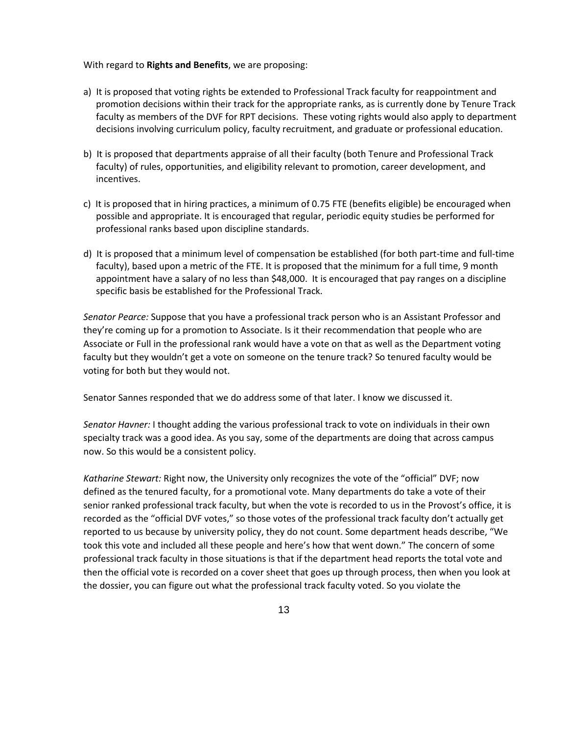With regard to **Rights and Benefits**, we are proposing:

a) It is proposed that voting rights be extended to Professional Track faculty for reappointment and promotion decisions within their track for the appropriate ranks, as is currently done by Tenure Track faculty as members of the DVF for RPT decisions. These voting rights would also apply to department decisions involving curriculum policy, faculty recruitment, and graduate or professional education.

b) It is proposed that departments appraise of all their faculty (both Tenure and Professional Track faculty) of rules, opportunities, and eligibility relevant to promotion, career development, and incentives.

c) It is proposed that in hiring practices, a minimum of 0.75 FTE (benefits eligible) be encouraged when possible and appropriate. It is encouraged that regular, periodic equity studies be performed for professional ranks based upon discipline standards.

d) It is proposed that a minimum level of compensation be established (for both part-time and full-time faculty), based upon a metric of the FTE. It is proposed that the minimum for a full time, 9 month appointment have a salary of no less than $48,000. It is encouraged that pay ranges on a discipline specific basis be established for the Professional Track.

*Senator Pearce:* Suppose that you have a professional track person who is an Assistant Professor and they're coming up for a promotion to Associate. Is it their recommendation that people who are Associate or Full in the professional rank would have a vote on that as well as the Department voting faculty but they wouldn't get a vote on someone on the tenure track? So tenured faculty would be voting for both but they would not.

Senator Sannes responded that we do address some of that later. I know we discussed it.

*Senator Havner:* I thought adding the various professional track to vote on individuals in their own specialty track was a good idea. As you say, some of the departments are doing that across campus now. So this would be a consistent policy.

*Katharine Stewart:* Right now, the University only recognizes the vote of the "official" DVF; now defined as the tenured faculty, for a promotional vote. Many departments do take a vote of their senior ranked professional track faculty, but when the vote is recorded to us in the Provost's office, it is recorded as the "official DVF votes," so those votes of the professional track faculty don't actually get reported to us because by university policy, they do not count. Some department heads describe, "We took this vote and included all these people and here's how that went down." The concern of some professional track faculty in those situations is that if the department head reports the total vote and then the official vote is recorded on a cover sheet that goes up through process, then when you look at the dossier, you can figure out what the professional track faculty voted. So you violate the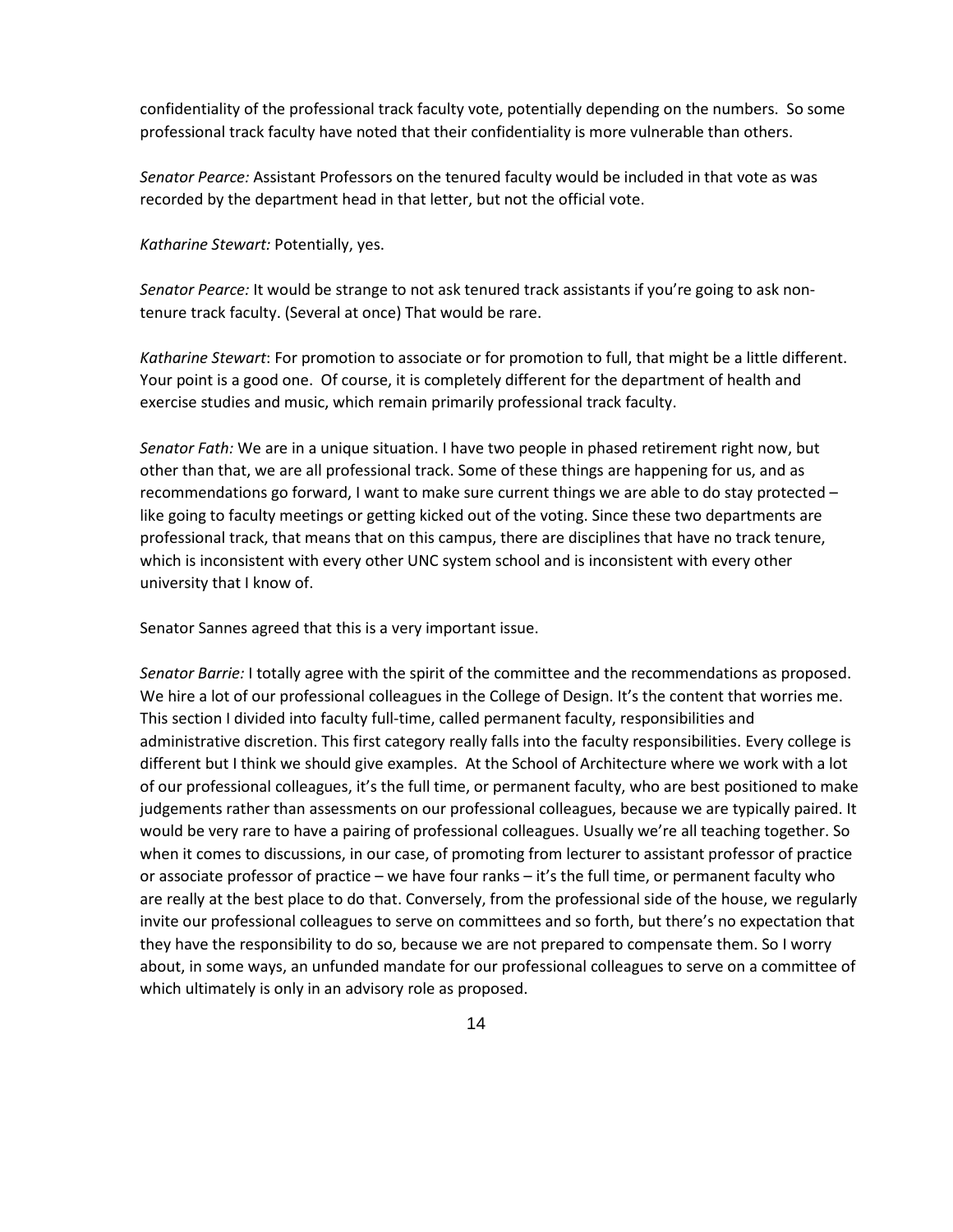confidentiality of the professional track faculty vote, potentially depending on the numbers. So some professional track faculty have noted that their confidentiality is more vulnerable than others.

*Senator Pearce:* Assistant Professors on the tenured faculty would be included in that vote as was recorded by the department head in that letter, but not the official vote.

*Katharine Stewart:* Potentially, yes.

*Senator Pearce:* It would be strange to not ask tenured track assistants if you're going to ask non-tenure track faculty. (Several at once) That would be rare.

*Katharine Stewart*: For promotion to associate or for promotion to full, that might be a little different. Your point is a good one. Of course, it is completely different for the department of health and exercise studies and music, which remain primarily professional track faculty.

*Senator Fath:* We are in a unique situation. I have two people in phased retirement right now, but other than that, we are all professional track. Some of these things are happening for us, and as recommendations go forward, I want to make sure current things we are able to do stay protected – like going to faculty meetings or getting kicked out of the voting. Since these two departments are professional track, that means that on this campus, there are disciplines that have no track tenure, which is inconsistent with every other UNC system school and is inconsistent with every other university that I know of.

Senator Sannes agreed that this is a very important issue.

*Senator Barrie:* I totally agree with the spirit of the committee and the recommendations as proposed. We hire a lot of our professional colleagues in the College of Design. It's the content that worries me. This section I divided into faculty full-time, called permanent faculty, responsibilities and administrative discretion. This first category really falls into the faculty responsibilities. Every college is different but I think we should give examples. At the School of Architecture where we work with a lot of our professional colleagues, it's the full time, or permanent faculty, who are best positioned to make judgements rather than assessments on our professional colleagues, because we are typically paired. It would be very rare to have a pairing of professional colleagues. Usually we're all teaching together. So when it comes to discussions, in our case, of promoting from lecturer to assistant professor of practice or associate professor of practice – we have four ranks – it's the full time, or permanent faculty who are really at the best place to do that. Conversely, from the professional side of the house, we regularly invite our professional colleagues to serve on committees and so forth, but there's no expectation that they have the responsibility to do so, because we are not prepared to compensate them. So I worry about, in some ways, an unfunded mandate for our professional colleagues to serve on a committee of which ultimately is only in an advisory role as proposed.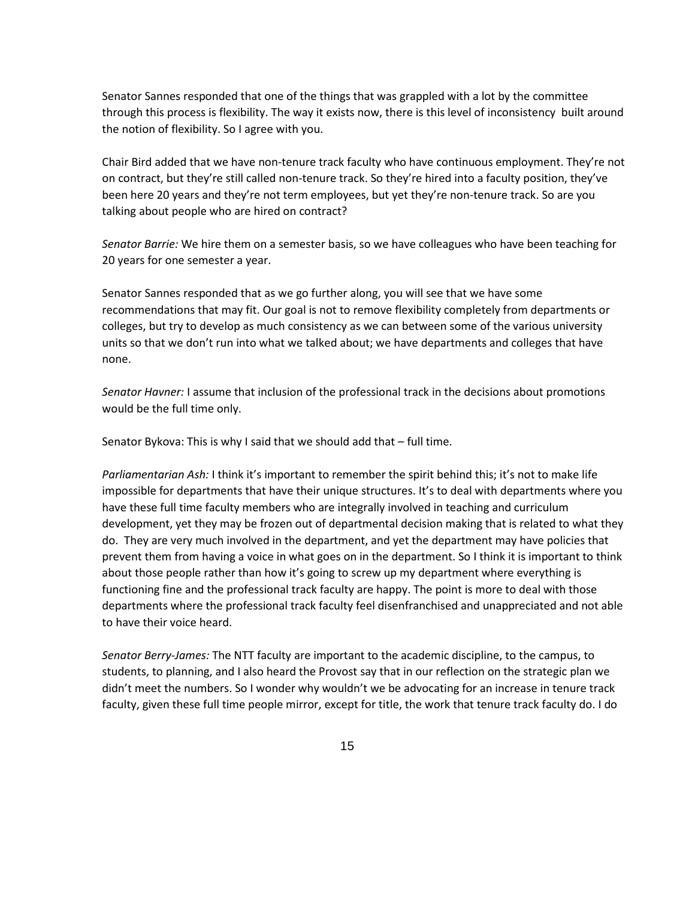Senator Sannes responded that one of the things that was grappled with a lot by the committee through this process is flexibility. The way it exists now, there is this level of inconsistency built around the notion of flexibility. So I agree with you.

Chair Bird added that we have non-tenure track faculty who have continuous employment. They're not on contract, but they're still called non-tenure track. So they're hired into a faculty position, they've been here 20 years and they're not term employees, but yet they're non-tenure track. So are you talking about people who are hired on contract?

*Senator Barrie:* We hire them on a semester basis, so we have colleagues who have been teaching for 20 years for one semester a year.

Senator Sannes responded that as we go further along, you will see that we have some recommendations that may fit. Our goal is not to remove flexibility completely from departments or colleges, but try to develop as much consistency as we can between some of the various university units so that we don't run into what we talked about; we have departments and colleges that have none.

*Senator Havner:* I assume that inclusion of the professional track in the decisions about promotions would be the full time only.

Senator Bykova: This is why I said that we should add that – full time.

*Parliamentarian Ash:* I think it's important to remember the spirit behind this; it's not to make life impossible for departments that have their unique structures. It's to deal with departments where you have these full time faculty members who are integrally involved in teaching and curriculum development, yet they may be frozen out of departmental decision making that is related to what they do. They are very much involved in the department, and yet the department may have policies that prevent them from having a voice in what goes on in the department. So I think it is important to think about those people rather than how it's going to screw up my department where everything is functioning fine and the professional track faculty are happy. The point is more to deal with those departments where the professional track faculty feel disenfranchised and unappreciated and not able to have their voice heard.

*Senator Berry-James:* The NTT faculty are important to the academic discipline, to the campus, to students, to planning, and I also heard the Provost say that in our reflection on the strategic plan we didn't meet the numbers. So I wonder why wouldn't we be advocating for an increase in tenure track faculty, given these full time people mirror, except for title, the work that tenure track faculty do. I do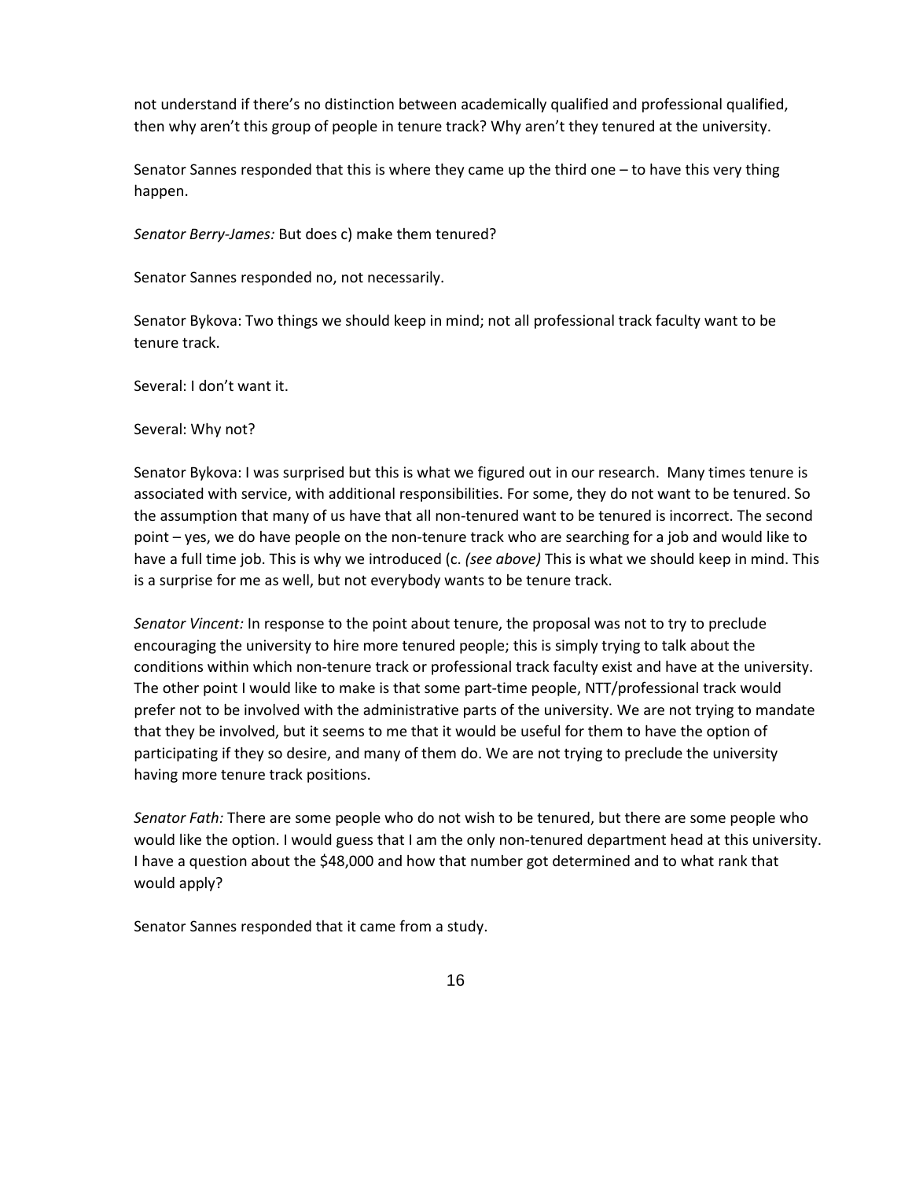not understand if there's no distinction between academically qualified and professional qualified, then why aren't this group of people in tenure track? Why aren't they tenured at the university.

Senator Sannes responded that this is where they came up the third one – to have this very thing happen.

*Senator Berry-James:* But does c) make them tenured?

Senator Sannes responded no, not necessarily.

Senator Bykova: Two things we should keep in mind; not all professional track faculty want to be tenure track.

Several: I don't want it.

Several: Why not?

Senator Bykova: I was surprised but this is what we figured out in our research. Many times tenure is associated with service, with additional responsibilities. For some, they do not want to be tenured. So the assumption that many of us have that all non-tenured want to be tenured is incorrect. The second point – yes, we do have people on the non-tenure track who are searching for a job and would like to have a full time job. This is why we introduced (c. *(see above)* This is what we should keep in mind. This is a surprise for me as well, but not everybody wants to be tenure track.

*Senator Vincent:* In response to the point about tenure, the proposal was not to try to preclude encouraging the university to hire more tenured people; this is simply trying to talk about the conditions within which non-tenure track or professional track faculty exist and have at the university. The other point I would like to make is that some part-time people, NTT/professional track would prefer not to be involved with the administrative parts of the university. We are not trying to mandate that they be involved, but it seems to me that it would be useful for them to have the option of participating if they so desire, and many of them do. We are not trying to preclude the university having more tenure track positions.

*Senator Fath:* There are some people who do not wish to be tenured, but there are some people who would like the option. I would guess that I am the only non-tenured department head at this university. I have a question about the $48,000 and how that number got determined and to what rank that would apply?

Senator Sannes responded that it came from a study.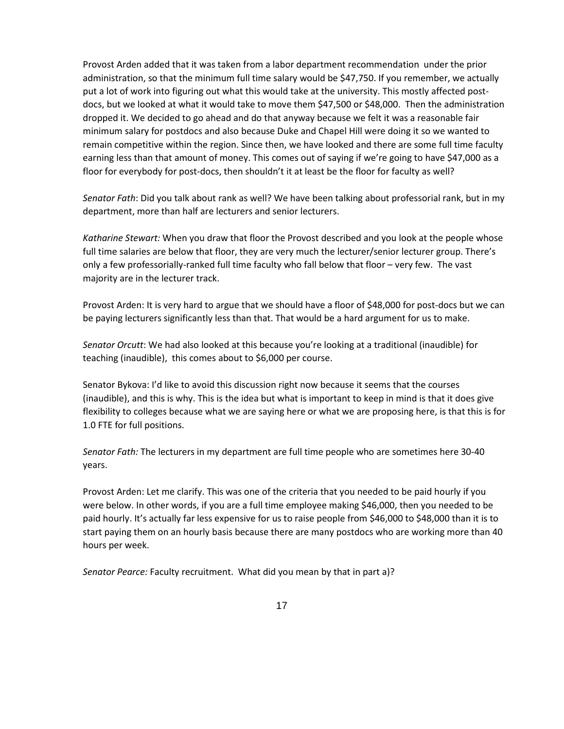Provost Arden added that it was taken from a labor department recommendation under the prior administration, so that the minimum full time salary would be $47,750. If you remember, we actually put a lot of work into figuring out what this would take at the university. This mostly affected post-docs, but we looked at what it would take to move them $47,500 or $48,000. Then the administration dropped it. We decided to go ahead and do that anyway because we felt it was a reasonable fair minimum salary for postdocs and also because Duke and Chapel Hill were doing it so we wanted to remain competitive within the region. Since then, we have looked and there are some full time faculty earning less than that amount of money. This comes out of saying if we're going to have $47,000 as a floor for everybody for post-docs, then shouldn't it at least be the floor for faculty as well?

*Senator Fath*: Did you talk about rank as well? We have been talking about professorial rank, but in my department, more than half are lecturers and senior lecturers.

*Katharine Stewart:* When you draw that floor the Provost described and you look at the people whose full time salaries are below that floor, they are very much the lecturer/senior lecturer group. There's only a few professorially-ranked full time faculty who fall below that floor – very few. The vast majority are in the lecturer track.

Provost Arden: It is very hard to argue that we should have a floor of $48,000 for post-docs but we can be paying lecturers significantly less than that. That would be a hard argument for us to make.

*Senator Orcutt*: We had also looked at this because you're looking at a traditional (inaudible) for teaching (inaudible), this comes about to $6,000 per course.

Senator Bykova: I'd like to avoid this discussion right now because it seems that the courses (inaudible), and this is why. This is the idea but what is important to keep in mind is that it does give flexibility to colleges because what we are saying here or what we are proposing here, is that this is for 1.0 FTE for full positions.

*Senator Fath:* The lecturers in my department are full time people who are sometimes here 30-40 years.

Provost Arden: Let me clarify. This was one of the criteria that you needed to be paid hourly if you were below. In other words, if you are a full time employee making $46,000, then you needed to be paid hourly. It's actually far less expensive for us to raise people from $46,000 to $48,000 than it is to start paying them on an hourly basis because there are many postdocs who are working more than 40 hours per week.

*Senator Pearce:* Faculty recruitment. What did you mean by that in part a)?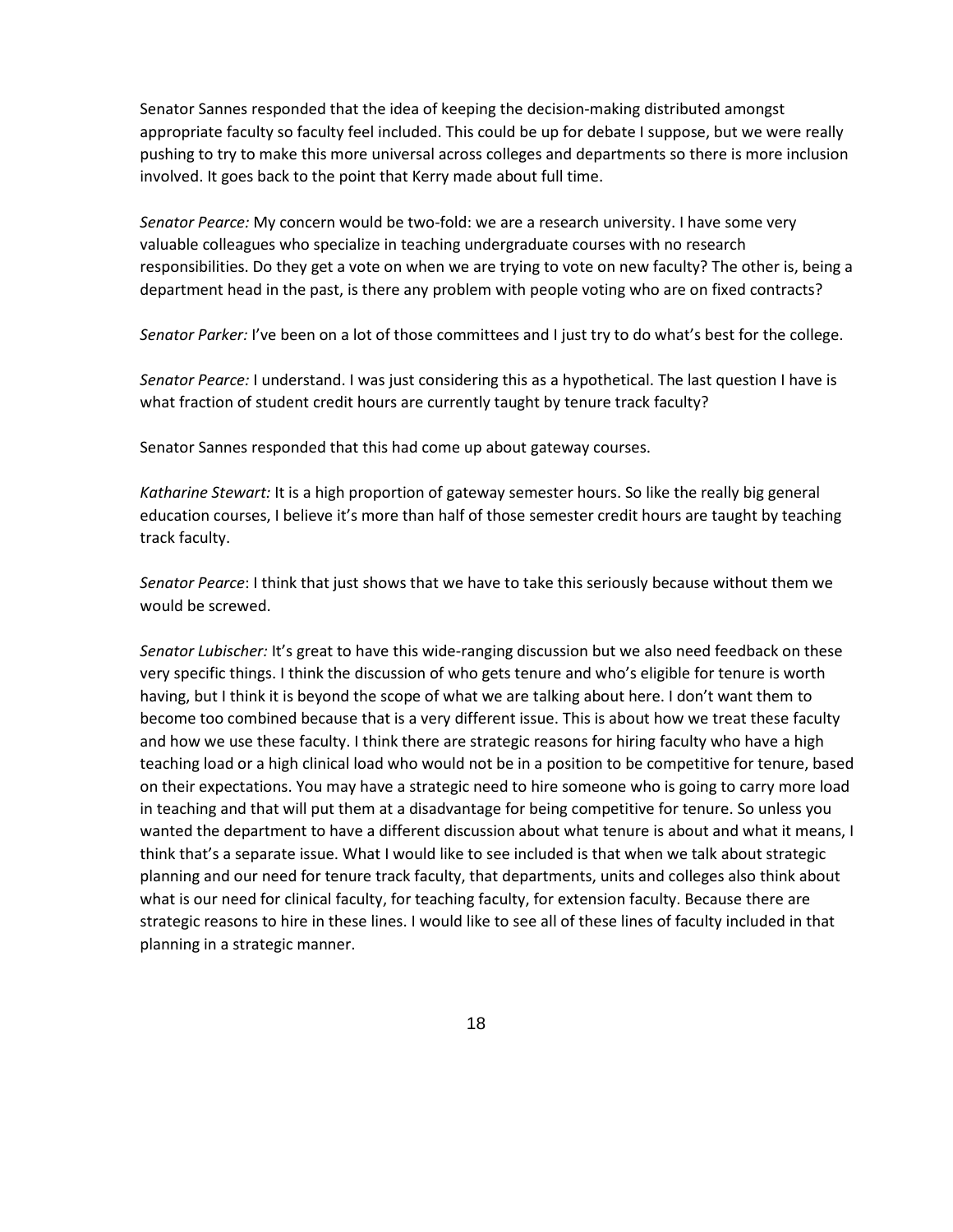Senator Sannes responded that the idea of keeping the decision-making distributed amongst appropriate faculty so faculty feel included. This could be up for debate I suppose, but we were really pushing to try to make this more universal across colleges and departments so there is more inclusion involved. It goes back to the point that Kerry made about full time.

*Senator Pearce:* My concern would be two-fold: we are a research university. I have some very valuable colleagues who specialize in teaching undergraduate courses with no research responsibilities. Do they get a vote on when we are trying to vote on new faculty? The other is, being a department head in the past, is there any problem with people voting who are on fixed contracts?

*Senator Parker:* I've been on a lot of those committees and I just try to do what's best for the college.

*Senator Pearce:* I understand. I was just considering this as a hypothetical. The last question I have is what fraction of student credit hours are currently taught by tenure track faculty?

Senator Sannes responded that this had come up about gateway courses.

*Katharine Stewart:* It is a high proportion of gateway semester hours. So like the really big general education courses, I believe it's more than half of those semester credit hours are taught by teaching track faculty.

*Senator Pearce*: I think that just shows that we have to take this seriously because without them we would be screwed.

*Senator Lubischer:* It's great to have this wide-ranging discussion but we also need feedback on these very specific things. I think the discussion of who gets tenure and who's eligible for tenure is worth having, but I think it is beyond the scope of what we are talking about here. I don't want them to become too combined because that is a very different issue. This is about how we treat these faculty and how we use these faculty. I think there are strategic reasons for hiring faculty who have a high teaching load or a high clinical load who would not be in a position to be competitive for tenure, based on their expectations. You may have a strategic need to hire someone who is going to carry more load in teaching and that will put them at a disadvantage for being competitive for tenure. So unless you wanted the department to have a different discussion about what tenure is about and what it means, I think that's a separate issue. What I would like to see included is that when we talk about strategic planning and our need for tenure track faculty, that departments, units and colleges also think about what is our need for clinical faculty, for teaching faculty, for extension faculty. Because there are strategic reasons to hire in these lines. I would like to see all of these lines of faculty included in that planning in a strategic manner.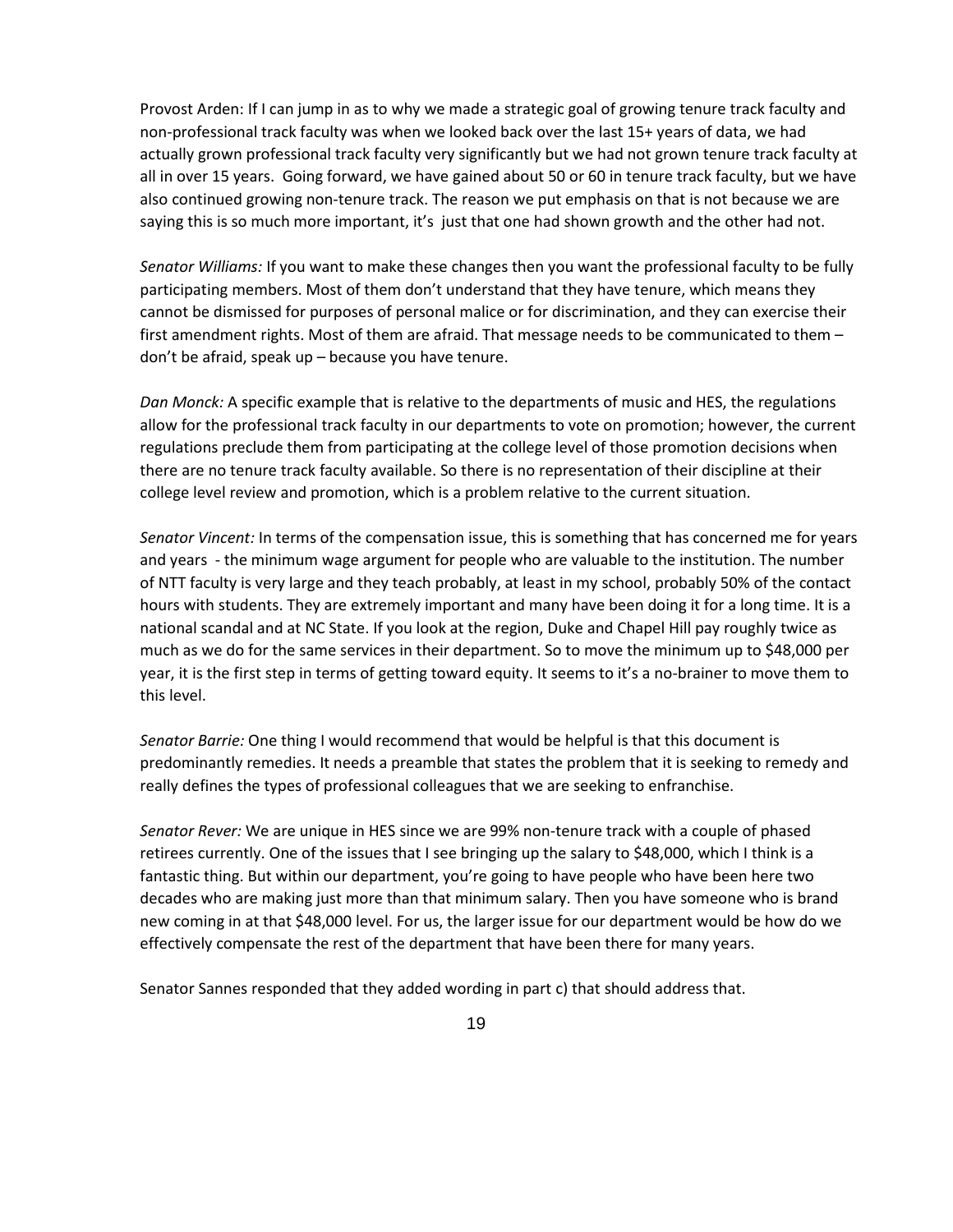Provost Arden: If I can jump in as to why we made a strategic goal of growing tenure track faculty and non-professional track faculty was when we looked back over the last 15+ years of data, we had actually grown professional track faculty very significantly but we had not grown tenure track faculty at all in over 15 years. Going forward, we have gained about 50 or 60 in tenure track faculty, but we have also continued growing non-tenure track. The reason we put emphasis on that is not because we are saying this is so much more important, it's just that one had shown growth and the other had not.

*Senator Williams:* If you want to make these changes then you want the professional faculty to be fully participating members. Most of them don't understand that they have tenure, which means they cannot be dismissed for purposes of personal malice or for discrimination, and they can exercise their first amendment rights. Most of them are afraid. That message needs to be communicated to them – don't be afraid, speak up – because you have tenure.

*Dan Monck:* A specific example that is relative to the departments of music and HES, the regulations allow for the professional track faculty in our departments to vote on promotion; however, the current regulations preclude them from participating at the college level of those promotion decisions when there are no tenure track faculty available. So there is no representation of their discipline at their college level review and promotion, which is a problem relative to the current situation.

*Senator Vincent:* In terms of the compensation issue, this is something that has concerned me for years and years - the minimum wage argument for people who are valuable to the institution. The number of NTT faculty is very large and they teach probably, at least in my school, probably 50% of the contact hours with students. They are extremely important and many have been doing it for a long time. It is a national scandal and at NC State. If you look at the region, Duke and Chapel Hill pay roughly twice as much as we do for the same services in their department. So to move the minimum up to $48,000 per year, it is the first step in terms of getting toward equity. It seems to it's a no-brainer to move them to this level.

*Senator Barrie:* One thing I would recommend that would be helpful is that this document is predominantly remedies. It needs a preamble that states the problem that it is seeking to remedy and really defines the types of professional colleagues that we are seeking to enfranchise.

*Senator Rever:* We are unique in HES since we are 99% non-tenure track with a couple of phased retirees currently. One of the issues that I see bringing up the salary to $48,000, which I think is a fantastic thing. But within our department, you're going to have people who have been here two decades who are making just more than that minimum salary. Then you have someone who is brand new coming in at that $48,000 level. For us, the larger issue for our department would be how do we effectively compensate the rest of the department that have been there for many years.

Senator Sannes responded that they added wording in part c) that should address that.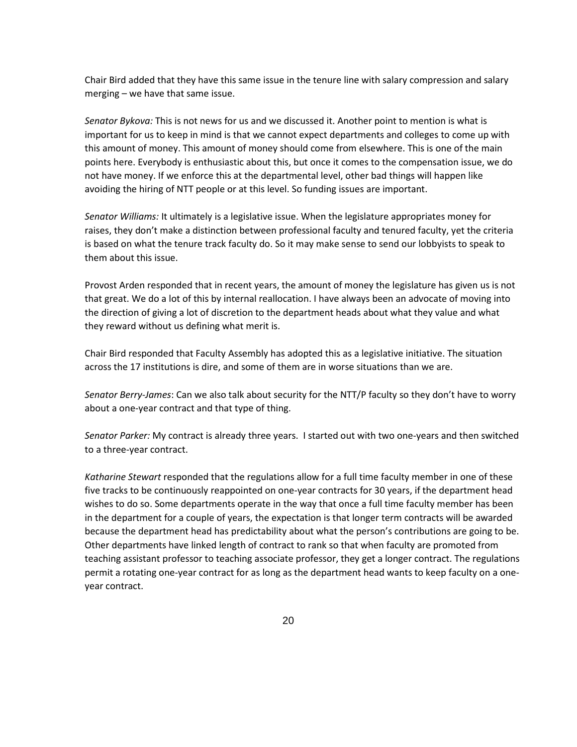Chair Bird added that they have this same issue in the tenure line with salary compression and salary merging – we have that same issue.

*Senator Bykova:* This is not news for us and we discussed it. Another point to mention is what is important for us to keep in mind is that we cannot expect departments and colleges to come up with this amount of money. This amount of money should come from elsewhere. This is one of the main points here. Everybody is enthusiastic about this, but once it comes to the compensation issue, we do not have money. If we enforce this at the departmental level, other bad things will happen like avoiding the hiring of NTT people or at this level. So funding issues are important.

*Senator Williams:* It ultimately is a legislative issue. When the legislature appropriates money for raises, they don't make a distinction between professional faculty and tenured faculty, yet the criteria is based on what the tenure track faculty do. So it may make sense to send our lobbyists to speak to them about this issue.

Provost Arden responded that in recent years, the amount of money the legislature has given us is not that great. We do a lot of this by internal reallocation. I have always been an advocate of moving into the direction of giving a lot of discretion to the department heads about what they value and what they reward without us defining what merit is.

Chair Bird responded that Faculty Assembly has adopted this as a legislative initiative. The situation across the 17 institutions is dire, and some of them are in worse situations than we are.

*Senator Berry-James*: Can we also talk about security for the NTT/P faculty so they don't have to worry about a one-year contract and that type of thing.

*Senator Parker:* My contract is already three years. I started out with two one-years and then switched to a three-year contract.

*Katharine Stewart* responded that the regulations allow for a full time faculty member in one of these five tracks to be continuously reappointed on one-year contracts for 30 years, if the department head wishes to do so. Some departments operate in the way that once a full time faculty member has been in the department for a couple of years, the expectation is that longer term contracts will be awarded because the department head has predictability about what the person's contributions are going to be. Other departments have linked length of contract to rank so that when faculty are promoted from teaching assistant professor to teaching associate professor, they get a longer contract. The regulations permit a rotating one-year contract for as long as the department head wants to keep faculty on a one-year contract.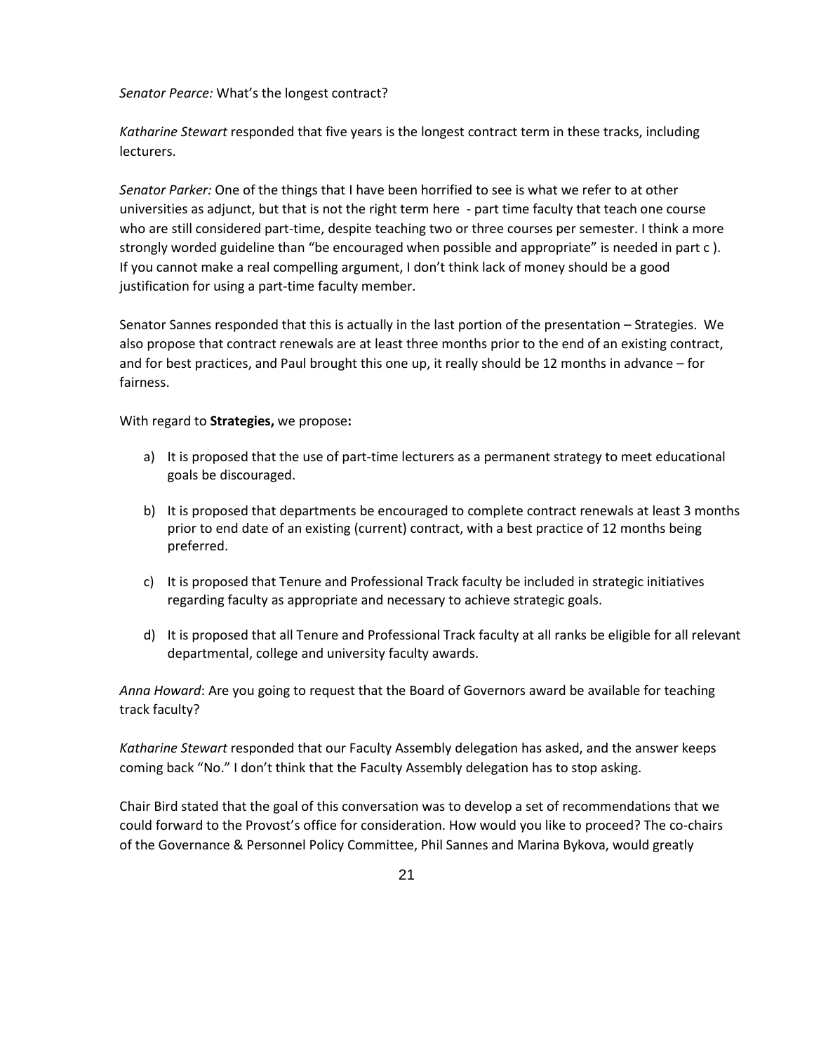*Senator Pearce:* What's the longest contract?

*Katharine Stewart* responded that five years is the longest contract term in these tracks, including lecturers.

*Senator Parker:* One of the things that I have been horrified to see is what we refer to at other universities as adjunct, but that is not the right term here - part time faculty that teach one course who are still considered part-time, despite teaching two or three courses per semester. I think a more strongly worded guideline than "be encouraged when possible and appropriate" is needed in part c ). If you cannot make a real compelling argument, I don't think lack of money should be a good justification for using a part-time faculty member.

Senator Sannes responded that this is actually in the last portion of the presentation – Strategies. We also propose that contract renewals are at least three months prior to the end of an existing contract, and for best practices, and Paul brought this one up, it really should be 12 months in advance – for fairness.

With regard to **Strategies,** we propose**:**

a) It is proposed that the use of part-time lecturers as a permanent strategy to meet educational goals be discouraged.

b) It is proposed that departments be encouraged to complete contract renewals at least 3 months prior to end date of an existing (current) contract, with a best practice of 12 months being preferred.

c) It is proposed that Tenure and Professional Track faculty be included in strategic initiatives regarding faculty as appropriate and necessary to achieve strategic goals.

d) It is proposed that all Tenure and Professional Track faculty at all ranks be eligible for all relevant departmental, college and university faculty awards.

*Anna Howard*: Are you going to request that the Board of Governors award be available for teaching track faculty?

*Katharine Stewart* responded that our Faculty Assembly delegation has asked, and the answer keeps coming back "No." I don't think that the Faculty Assembly delegation has to stop asking.

Chair Bird stated that the goal of this conversation was to develop a set of recommendations that we could forward to the Provost's office for consideration. How would you like to proceed? The co-chairs of the Governance & Personnel Policy Committee, Phil Sannes and Marina Bykova, would greatly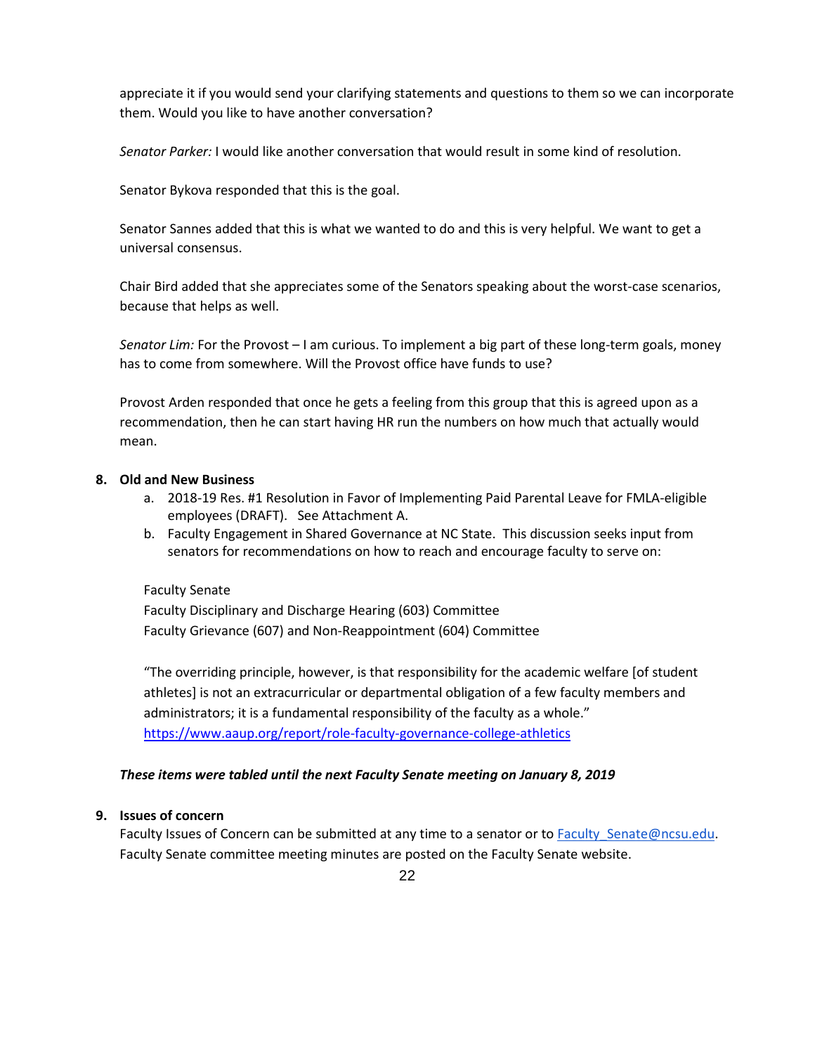appreciate it if you would send your clarifying statements and questions to them so we can incorporate them. Would you like to have another conversation?

*Senator Parker:* I would like another conversation that would result in some kind of resolution.

Senator Bykova responded that this is the goal.

Senator Sannes added that this is what we wanted to do and this is very helpful. We want to get a universal consensus.

Chair Bird added that she appreciates some of the Senators speaking about the worst-case scenarios, because that helps as well.

*Senator Lim:* For the Provost – I am curious. To implement a big part of these long-term goals, money has to come from somewhere. Will the Provost office have funds to use?

Provost Arden responded that once he gets a feeling from this group that this is agreed upon as a recommendation, then he can start having HR run the numbers on how much that actually would mean.

**8. Old and New Business**

a. 2018-19 Res. #1 Resolution in Favor of Implementing Paid Parental Leave for FMLA-eligible employees (DRAFT). See Attachment A.

b. Faculty Engagement in Shared Governance at NC State. This discussion seeks input from senators for recommendations on how to reach and encourage faculty to serve on:

Faculty Senate
Faculty Disciplinary and Discharge Hearing (603) Committee
Faculty Grievance (607) and Non-Reappointment (604) Committee

"The overriding principle, however, is that responsibility for the academic welfare [of student athletes] is not an extracurricular or departmental obligation of a few faculty members and administrators; it is a fundamental responsibility of the faculty as a whole."
https://www.aaup.org/report/role-faculty-governance-college-athletics

***These items were tabled until the next Faculty Senate meeting on January 8, 2019***

**9. Issues of concern**

Faculty Issues of Concern can be submitted at any time to a senator or to Faculty_Senate@ncsu.edu. Faculty Senate committee meeting minutes are posted on the Faculty Senate website.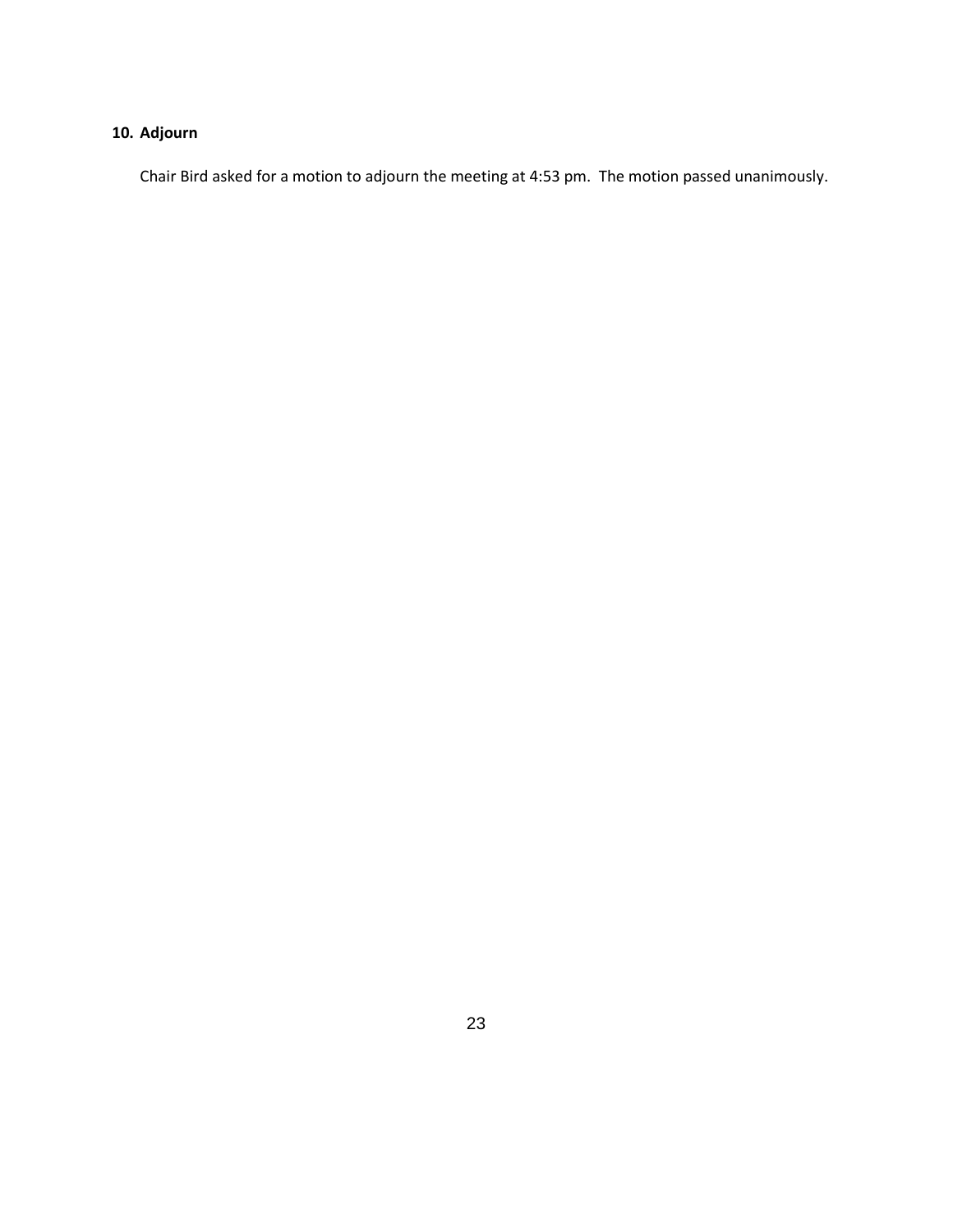**10. Adjourn**

Chair Bird asked for a motion to adjourn the meeting at 4:53 pm. The motion passed unanimously.